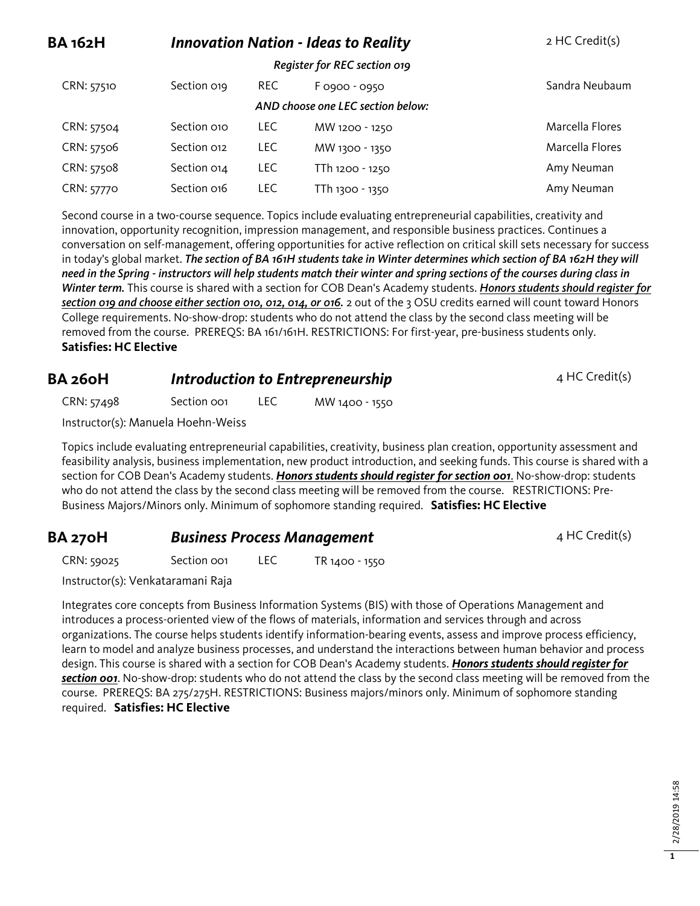## BA 162H — *Innovation Nation - Ideas to Reality* — 2 HC Credit(s)

*Register for REC section 019*

| CRN | Section | Type | Time | Instructor |
|---|---|---|---|---|
| CRN: 57510 | Section 019 | REC | F 0900 - 0950 | Sandra Neubaum |

*AND choose one LEC section below:*

| CRN | Section | Type | Time | Instructor |
|---|---|---|---|---|
| CRN: 57504 | Section 010 | LEC | MW 1200 - 1250 | Marcella Flores |
| CRN: 57506 | Section 012 | LEC | MW 1300 - 1350 | Marcella Flores |
| CRN: 57508 | Section 014 | LEC | TTh 1200 - 1250 | Amy Neuman |
| CRN: 57770 | Section 016 | LEC | TTh 1300 - 1350 | Amy Neuman |

Second course in a two-course sequence. Topics include evaluating entrepreneurial capabilities, creativity and innovation, opportunity recognition, impression management, and responsible business practices. Continues a conversation on self-management, offering opportunities for active reflection on critical skill sets necessary for success in today's global market. ***The section of BA 161H students take in Winter determines which section of BA 162H they will need in the Spring - instructors will help students match their winter and spring sections of the courses during class in Winter term.*** This course is shared with a section for COB Dean's Academy students. ***Honors students should register for section 019 and choose either section 010, 012, 014, or 016.*** 2 out of the 3 OSU credits earned will count toward Honors College requirements. No-show-drop: students who do not attend the class by the second class meeting will be removed from the course. PREREQS: BA 161/161H. RESTRICTIONS: For first-year, pre-business students only.
**Satisfies: HC Elective**

## BA 260H — *Introduction to Entrepreneurship* — 4 HC Credit(s)

CRN: 57498 | Section 001 | LEC | MW 1400 - 1550

Instructor(s): Manuela Hoehn-Weiss

Topics include evaluating entrepreneurial capabilities, creativity, business plan creation, opportunity assessment and feasibility analysis, business implementation, new product introduction, and seeking funds. This course is shared with a section for COB Dean's Academy students. ***Honors students should register for section 001***. No-show-drop: students who do not attend the class by the second class meeting will be removed from the course. RESTRICTIONS: Pre-Business Majors/Minors only. Minimum of sophomore standing required. **Satisfies: HC Elective**

## BA 270H — *Business Process Management* — 4 HC Credit(s)

CRN: 59025 | Section 001 | LEC | TR 1400 - 1550

Instructor(s): Venkataramani Raja

Integrates core concepts from Business Information Systems (BIS) with those of Operations Management and introduces a process-oriented view of the flows of materials, information and services through and across organizations. The course helps students identify information-bearing events, assess and improve process efficiency, learn to model and analyze business processes, and understand the interactions between human behavior and process design. This course is shared with a section for COB Dean's Academy students. ***Honors students should register for section 001***. No-show-drop: students who do not attend the class by the second class meeting will be removed from the course. PREREQS: BA 275/275H. RESTRICTIONS: Business majors/minors only. Minimum of sophomore standing required. **Satisfies: HC Elective**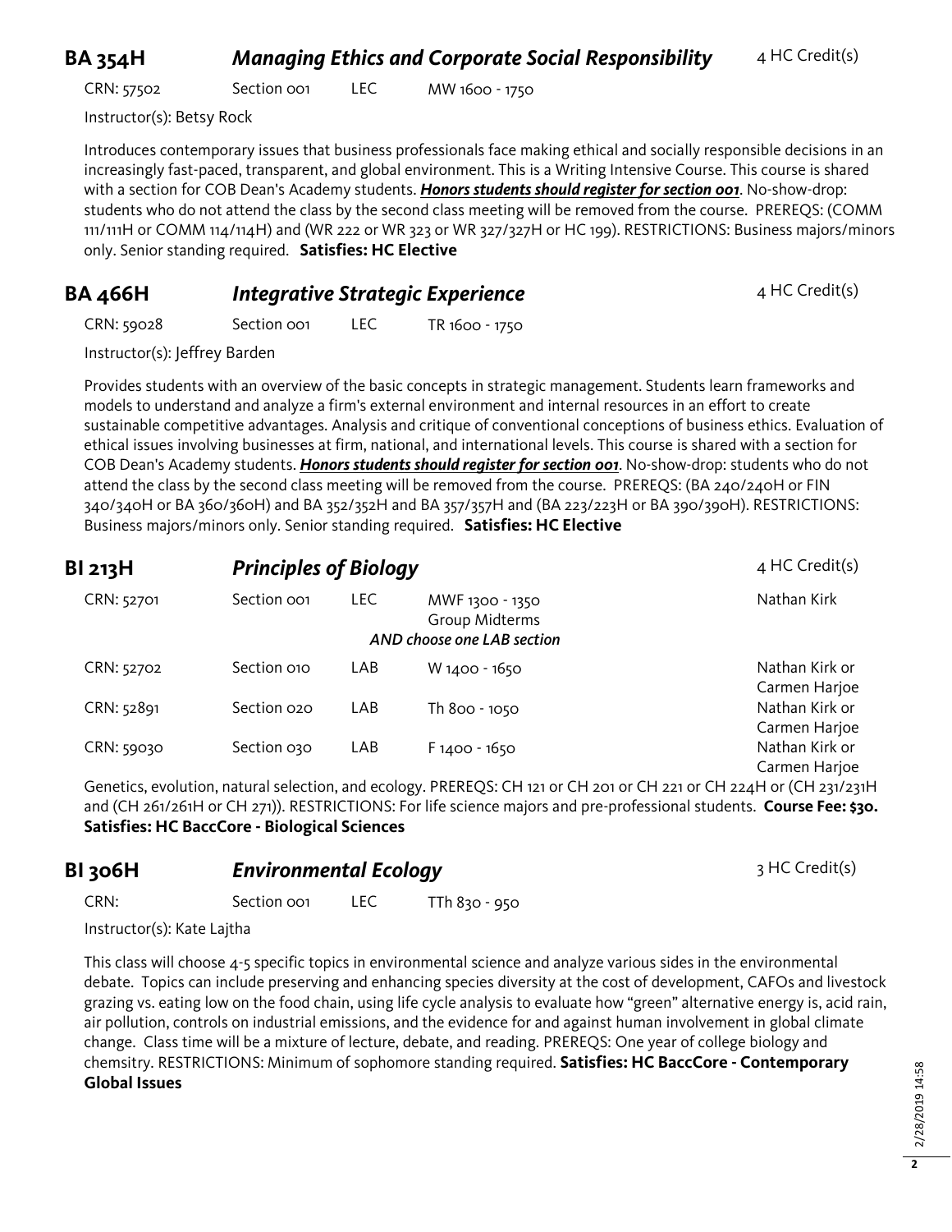## BA 354H *Managing Ethics and Corporate Social Responsibility* 4 HC Credit(s)

CRN: 57502 Section 001 LEC MW 1600 - 1750

Instructor(s): Betsy Rock

Introduces contemporary issues that business professionals face making ethical and socially responsible decisions in an increasingly fast-paced, transparent, and global environment. This is a Writing Intensive Course. This course is shared with a section for COB Dean's Academy students. ***Honors students should register for section 001***. No-show-drop: students who do not attend the class by the second class meeting will be removed from the course. PREREQS: (COMM 111/111H or COMM 114/114H) and (WR 222 or WR 323 or WR 327/327H or HC 199). RESTRICTIONS: Business majors/minors only. Senior standing required. **Satisfies: HC Elective**

## BA 466H *Integrative Strategic Experience* 4 HC Credit(s)

CRN: 59028 Section 001 LEC TR 1600 - 1750

Instructor(s): Jeffrey Barden

Provides students with an overview of the basic concepts in strategic management. Students learn frameworks and models to understand and analyze a firm's external environment and internal resources in an effort to create sustainable competitive advantages. Analysis and critique of conventional conceptions of business ethics. Evaluation of ethical issues involving businesses at firm, national, and international levels. This course is shared with a section for COB Dean's Academy students. ***Honors students should register for section 001***. No-show-drop: students who do not attend the class by the second class meeting will be removed from the course. PREREQS: (BA 240/240H or FIN 340/340H or BA 360/360H) and BA 352/352H and BA 357/357H and (BA 223/223H or BA 390/390H). RESTRICTIONS: Business majors/minors only. Senior standing required. **Satisfies: HC Elective**

## BI 213H *Principles of Biology* 4 HC Credit(s)

| CRN | Section | Type | Time | Instructor |
|---|---|---|---|---|
| CRN: 52701 | Section 001 | LEC | MWF 1300 - 1350<br>Group Midterms | Nathan Kirk |
| | | | *AND choose one LAB section* | |
| CRN: 52702 | Section 010 | LAB | W 1400 - 1650 | Nathan Kirk or Carmen Harjoe |
| CRN: 52891 | Section 020 | LAB | Th 800 - 1050 | Nathan Kirk or Carmen Harjoe |
| CRN: 59030 | Section 030 | LAB | F 1400 - 1650 | Nathan Kirk or Carmen Harjoe |

Genetics, evolution, natural selection, and ecology. PREREQS: CH 121 or CH 201 or CH 221 or CH 224H or (CH 231/231H and (CH 261/261H or CH 271)). RESTRICTIONS: For life science majors and pre-professional students. **Course Fee: $30. Satisfies: HC BaccCore - Biological Sciences**

## BI 306H *Environmental Ecology* 3 HC Credit(s)

CRN: Section 001 LEC TTh 830 - 950

Instructor(s): Kate Lajtha

This class will choose 4-5 specific topics in environmental science and analyze various sides in the environmental debate. Topics can include preserving and enhancing species diversity at the cost of development, CAFOs and livestock grazing vs. eating low on the food chain, using life cycle analysis to evaluate how "green" alternative energy is, acid rain, air pollution, controls on industrial emissions, and the evidence for and against human involvement in global climate change. Class time will be a mixture of lecture, debate, and reading. PREREQS: One year of college biology and chemsitry. RESTRICTIONS: Minimum of sophomore standing required. **Satisfies: HC BaccCore - Contemporary Global Issues**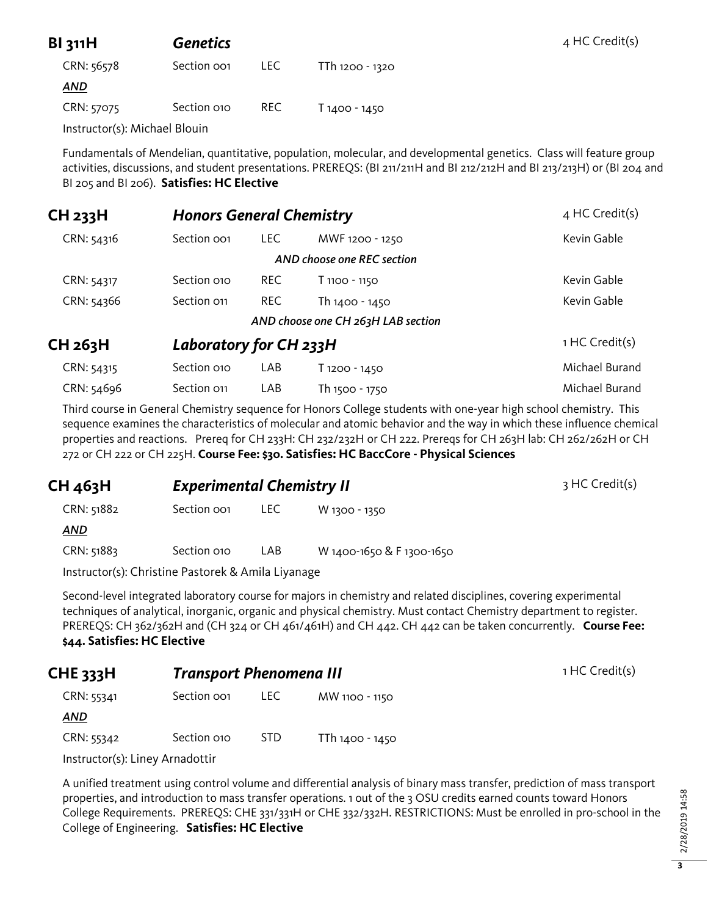## BI 311H *Genetics* — 4 HC Credit(s)

| | | | |
|---|---|---|---|
| CRN: 56578 | Section 001 | LEC | TTh 1200 - 1320 |
| ***AND*** | | | |
| CRN: 57075 | Section 010 | REC | T 1400 - 1450 |

Instructor(s): Michael Blouin

Fundamentals of Mendelian, quantitative, population, molecular, and developmental genetics. Class will feature group activities, discussions, and student presentations. PREREQS: (BI 211/211H and BI 212/212H and BI 213/213H) or (BI 204 and BI 205 and BI 206). **Satisfies: HC Elective**

## CH 233H *Honors General Chemistry* — 4 HC Credit(s)

| | | | | |
|---|---|---|---|---|
| CRN: 54316 | Section 001 | LEC | MWF 1200 - 1250 | Kevin Gable |
| | | | *AND choose one REC section* | |
| CRN: 54317 | Section 010 | REC | T 1100 - 1150 | Kevin Gable |
| CRN: 54366 | Section 011 | REC | Th 1400 - 1450 | Kevin Gable |
| | | | *AND choose one CH 263H LAB section* | |

## CH 263H *Laboratory for CH 233H* — 1 HC Credit(s)

| | | | | |
|---|---|---|---|---|
| CRN: 54315 | Section 010 | LAB | T 1200 - 1450 | Michael Burand |
| CRN: 54696 | Section 011 | LAB | Th 1500 - 1750 | Michael Burand |

Third course in General Chemistry sequence for Honors College students with one-year high school chemistry. This sequence examines the characteristics of molecular and atomic behavior and the way in which these influence chemical properties and reactions. Prereq for CH 233H: CH 232/232H or CH 222. Prereqs for CH 263H lab: CH 262/262H or CH 272 or CH 222 or CH 225H. **Course Fee: $30. Satisfies: HC BaccCore - Physical Sciences**

## CH 463H *Experimental Chemistry II* — 3 HC Credit(s)

| | | | |
|---|---|---|---|
| CRN: 51882 | Section 001 | LEC | W 1300 - 1350 |
| ***AND*** | | | |
| CRN: 51883 | Section 010 | LAB | W 1400-1650 & F 1300-1650 |

Instructor(s): Christine Pastorek & Amila Liyanage

Second-level integrated laboratory course for majors in chemistry and related disciplines, covering experimental techniques of analytical, inorganic, organic and physical chemistry. Must contact Chemistry department to register. PREREQS: CH 362/362H and (CH 324 or CH 461/461H) and CH 442. CH 442 can be taken concurrently. **Course Fee: $44. Satisfies: HC Elective**

## CHE 333H *Transport Phenomena III* — 1 HC Credit(s)

| | | | |
|---|---|---|---|
| CRN: 55341 | Section 001 | LEC | MW 1100 - 1150 |
| ***AND*** | | | |
| CRN: 55342 | Section 010 | STD | TTh 1400 - 1450 |

Instructor(s): Liney Arnadottir

A unified treatment using control volume and differential analysis of binary mass transfer, prediction of mass transport properties, and introduction to mass transfer operations. 1 out of the 3 OSU credits earned counts toward Honors College Requirements. PREREQS: CHE 331/331H or CHE 332/332H. RESTRICTIONS: Must be enrolled in pro-school in the College of Engineering. **Satisfies: HC Elective**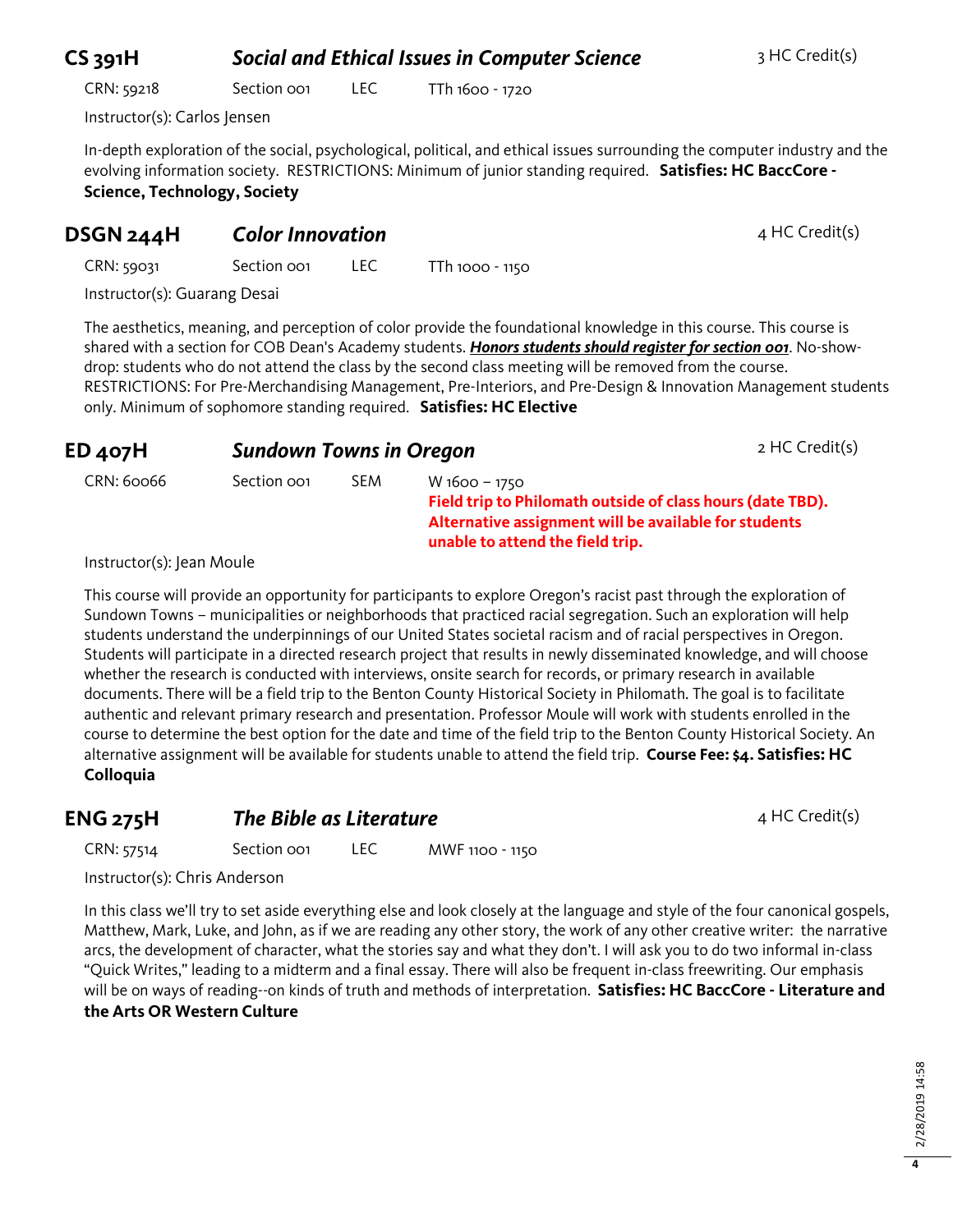## CS 391H *Social and Ethical Issues in Computer Science*

3 HC Credit(s)

CRN: 59218 Section 001 LEC TTh 1600 - 1720

Instructor(s): Carlos Jensen

In-depth exploration of the social, psychological, political, and ethical issues surrounding the computer industry and the evolving information society. RESTRICTIONS: Minimum of junior standing required. **Satisfies: HC BaccCore - Science, Technology, Society**

## DSGN 244H *Color Innovation*

4 HC Credit(s)

CRN: 59031 Section 001 LEC TTh 1000 - 1150

Instructor(s): Guarang Desai

The aesthetics, meaning, and perception of color provide the foundational knowledge in this course. This course is shared with a section for COB Dean's Academy students. ***Honors students should register for section 001***. No-show-drop: students who do not attend the class by the second class meeting will be removed from the course. RESTRICTIONS: For Pre-Merchandising Management, Pre-Interiors, and Pre-Design & Innovation Management students only. Minimum of sophomore standing required. **Satisfies: HC Elective**

## ED 407H *Sundown Towns in Oregon*

2 HC Credit(s)

CRN: 60066 Section 001 SEM W 1600 – 1750

**Field trip to Philomath outside of class hours (date TBD). Alternative assignment will be available for students unable to attend the field trip.**

Instructor(s): Jean Moule

This course will provide an opportunity for participants to explore Oregon's racist past through the exploration of Sundown Towns – municipalities or neighborhoods that practiced racial segregation. Such an exploration will help students understand the underpinnings of our United States societal racism and of racial perspectives in Oregon. Students will participate in a directed research project that results in newly disseminated knowledge, and will choose whether the research is conducted with interviews, onsite search for records, or primary research in available documents. There will be a field trip to the Benton County Historical Society in Philomath. The goal is to facilitate authentic and relevant primary research and presentation. Professor Moule will work with students enrolled in the course to determine the best option for the date and time of the field trip to the Benton County Historical Society. An alternative assignment will be available for students unable to attend the field trip. **Course Fee: $4. Satisfies: HC Colloquia**

## ENG 275H *The Bible as Literature*

4 HC Credit(s)

CRN: 57514 Section 001 LEC MWF 1100 - 1150

Instructor(s): Chris Anderson

In this class we'll try to set aside everything else and look closely at the language and style of the four canonical gospels, Matthew, Mark, Luke, and John, as if we are reading any other story, the work of any other creative writer: the narrative arcs, the development of character, what the stories say and what they don't. I will ask you to do two informal in-class "Quick Writes," leading to a midterm and a final essay. There will also be frequent in-class freewriting. Our emphasis will be on ways of reading--on kinds of truth and methods of interpretation. **Satisfies: HC BaccCore - Literature and the Arts OR Western Culture**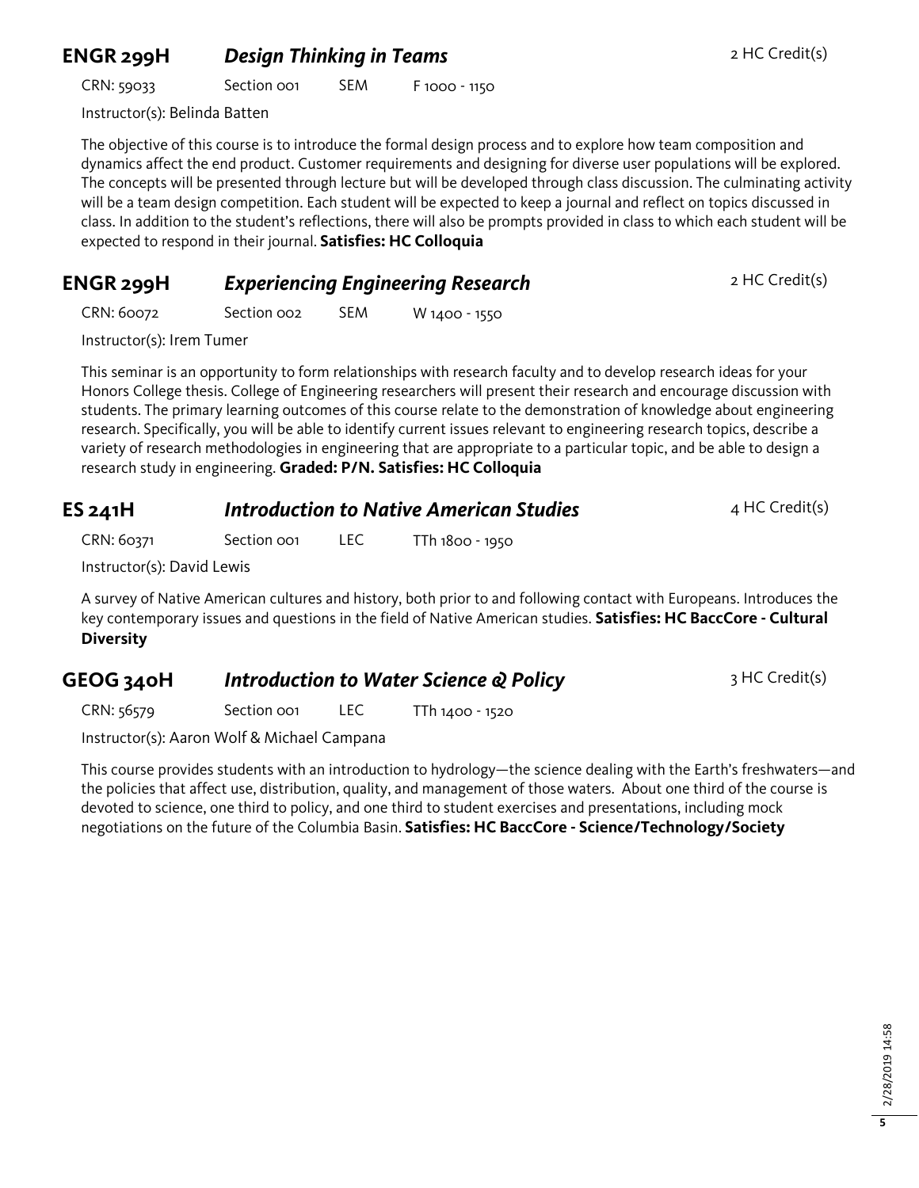## ENGR 299H *Design Thinking in Teams* 2 HC Credit(s)

CRN: 59033 Section 001 SEM F 1000 - 1150

Instructor(s): Belinda Batten

The objective of this course is to introduce the formal design process and to explore how team composition and dynamics affect the end product. Customer requirements and designing for diverse user populations will be explored. The concepts will be presented through lecture but will be developed through class discussion. The culminating activity will be a team design competition. Each student will be expected to keep a journal and reflect on topics discussed in class. In addition to the student's reflections, there will also be prompts provided in class to which each student will be expected to respond in their journal. **Satisfies: HC Colloquia**

## ENGR 299H *Experiencing Engineering Research* 2 HC Credit(s)

CRN: 60072 Section 002 SEM W 1400 - 1550

Instructor(s): Irem Tumer

This seminar is an opportunity to form relationships with research faculty and to develop research ideas for your Honors College thesis. College of Engineering researchers will present their research and encourage discussion with students. The primary learning outcomes of this course relate to the demonstration of knowledge about engineering research. Specifically, you will be able to identify current issues relevant to engineering research topics, describe a variety of research methodologies in engineering that are appropriate to a particular topic, and be able to design a research study in engineering. **Graded: P/N. Satisfies: HC Colloquia**

## ES 241H *Introduction to Native American Studies* 4 HC Credit(s)

CRN: 60371 Section 001 LEC TTh 1800 - 1950

Instructor(s): David Lewis

A survey of Native American cultures and history, both prior to and following contact with Europeans. Introduces the key contemporary issues and questions in the field of Native American studies. **Satisfies: HC BaccCore - Cultural Diversity**

## GEOG 340H *Introduction to Water Science & Policy* 3 HC Credit(s)

CRN: 56579 Section 001 LEC TTh 1400 - 1520

Instructor(s): Aaron Wolf & Michael Campana

This course provides students with an introduction to hydrology—the science dealing with the Earth's freshwaters—and the policies that affect use, distribution, quality, and management of those waters. About one third of the course is devoted to science, one third to policy, and one third to student exercises and presentations, including mock negotiations on the future of the Columbia Basin. **Satisfies: HC BaccCore - Science/Technology/Society**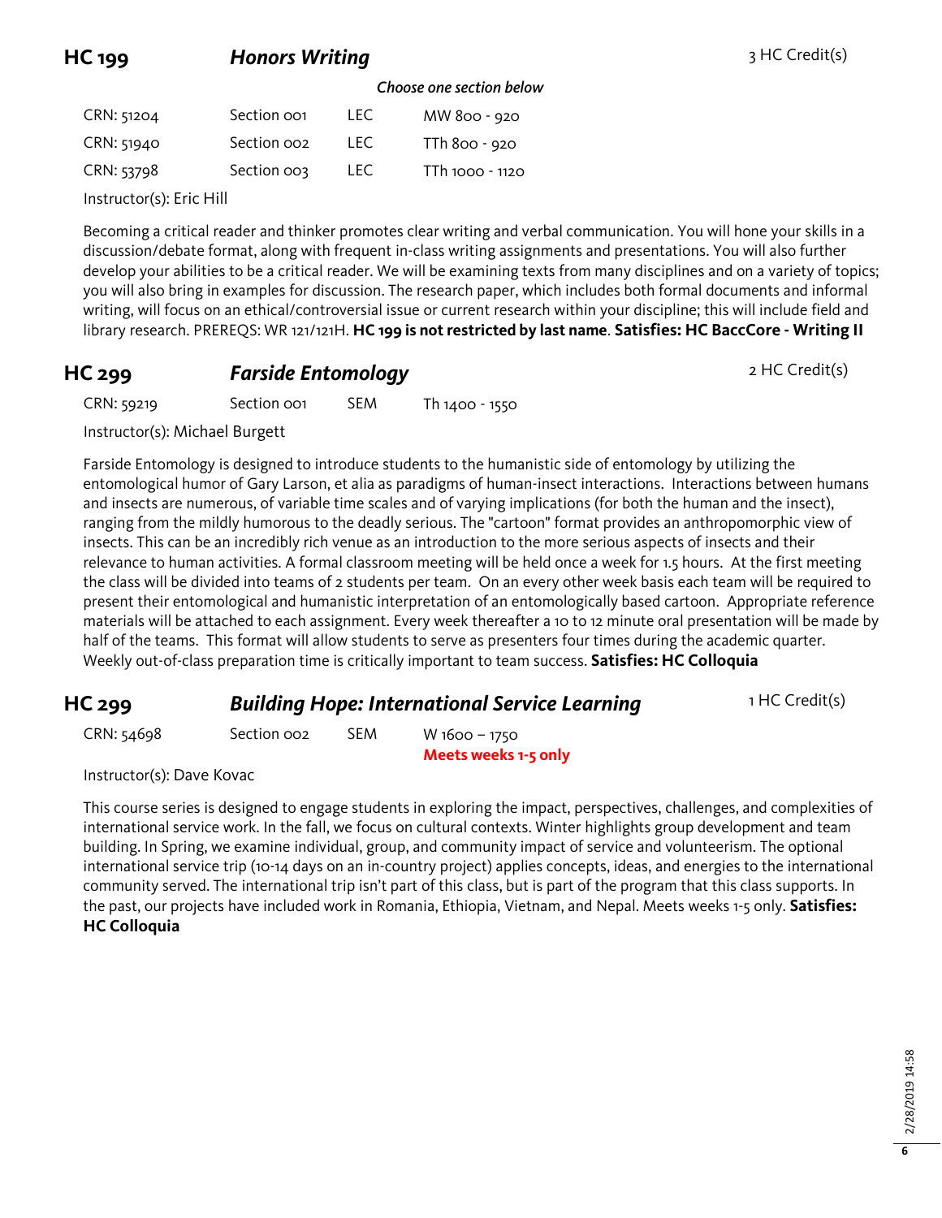## HC 199 — *Honors Writing* — 3 HC Credit(s)

*Choose one section below*

| CRN | Section | Type | Time |
|---|---|---|---|
| CRN: 51204 | Section 001 | LEC | MW 800 - 920 |
| CRN: 51940 | Section 002 | LEC | TTh 800 - 920 |
| CRN: 53798 | Section 003 | LEC | TTh 1000 - 1120 |

Instructor(s): Eric Hill

Becoming a critical reader and thinker promotes clear writing and verbal communication. You will hone your skills in a discussion/debate format, along with frequent in-class writing assignments and presentations. You will also further develop your abilities to be a critical reader. We will be examining texts from many disciplines and on a variety of topics; you will also bring in examples for discussion. The research paper, which includes both formal documents and informal writing, will focus on an ethical/controversial issue or current research within your discipline; this will include field and library research. PREREQS: WR 121/121H. **HC 199 is not restricted by last name**. **Satisfies: HC BaccCore - Writing II**

## HC 299 — *Farside Entomology* — 2 HC Credit(s)

| CRN | Section | Type | Time |
|---|---|---|---|
| CRN: 59219 | Section 001 | SEM | Th 1400 - 1550 |

Instructor(s): Michael Burgett

Farside Entomology is designed to introduce students to the humanistic side of entomology by utilizing the entomological humor of Gary Larson, et alia as paradigms of human-insect interactions. Interactions between humans and insects are numerous, of variable time scales and of varying implications (for both the human and the insect), ranging from the mildly humorous to the deadly serious. The "cartoon" format provides an anthropomorphic view of insects. This can be an incredibly rich venue as an introduction to the more serious aspects of insects and their relevance to human activities. A formal classroom meeting will be held once a week for 1.5 hours. At the first meeting the class will be divided into teams of 2 students per team. On an every other week basis each team will be required to present their entomological and humanistic interpretation of an entomologically based cartoon. Appropriate reference materials will be attached to each assignment. Every week thereafter a 10 to 12 minute oral presentation will be made by half of the teams. This format will allow students to serve as presenters four times during the academic quarter. Weekly out-of-class preparation time is critically important to team success. **Satisfies: HC Colloquia**

## HC 299 — *Building Hope: International Service Learning* — 1 HC Credit(s)

| CRN | Section | Type | Time |
|---|---|---|---|
| CRN: 54698 | Section 002 | SEM | W 1600 – 1750 **Meets weeks 1-5 only** |

Instructor(s): Dave Kovac

This course series is designed to engage students in exploring the impact, perspectives, challenges, and complexities of international service work. In the fall, we focus on cultural contexts. Winter highlights group development and team building. In Spring, we examine individual, group, and community impact of service and volunteerism. The optional international service trip (10-14 days on an in-country project) applies concepts, ideas, and energies to the international community served. The international trip isn't part of this class, but is part of the program that this class supports. In the past, our projects have included work in Romania, Ethiopia, Vietnam, and Nepal. Meets weeks 1-5 only. **Satisfies: HC Colloquia**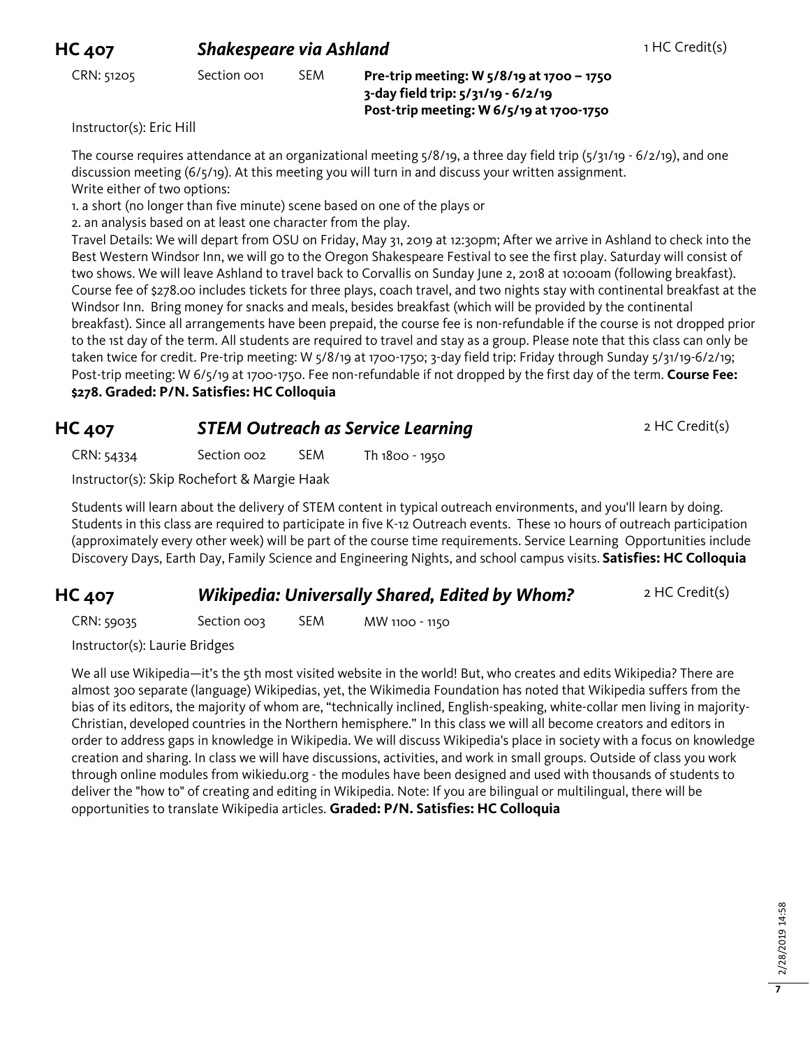## HC 407 *Shakespeare via Ashland*

1 HC Credit(s)

CRN: 51205 | Section 001 | SEM | **Pre-trip meeting: W 5/8/19 at 1700 – 1750**
**3-day field trip: 5/31/19 - 6/2/19**
**Post-trip meeting: W 6/5/19 at 1700-1750**

Instructor(s): Eric Hill

The course requires attendance at an organizational meeting 5/8/19, a three day field trip (5/31/19 - 6/2/19), and one discussion meeting (6/5/19). At this meeting you will turn in and discuss your written assignment.
Write either of two options:

1. a short (no longer than five minute) scene based on one of the plays or
2. an analysis based on at least one character from the play.

Travel Details: We will depart from OSU on Friday, May 31, 2019 at 12:30pm; After we arrive in Ashland to check into the Best Western Windsor Inn, we will go to the Oregon Shakespeare Festival to see the first play. Saturday will consist of two shows. We will leave Ashland to travel back to Corvallis on Sunday June 2, 2018 at 10:00am (following breakfast). Course fee of $278.00 includes tickets for three plays, coach travel, and two nights stay with continental breakfast at the Windsor Inn. Bring money for snacks and meals, besides breakfast (which will be provided by the continental breakfast). Since all arrangements have been prepaid, the course fee is non-refundable if the course is not dropped prior to the 1st day of the term. All students are required to travel and stay as a group. Please note that this class can only be taken twice for credit. Pre-trip meeting: W 5/8/19 at 1700-1750; 3-day field trip: Friday through Sunday 5/31/19-6/2/19; Post-trip meeting: W 6/5/19 at 1700-1750. Fee non-refundable if not dropped by the first day of the term. **Course Fee: $278. Graded: P/N. Satisfies: HC Colloquia**

## HC 407 *STEM Outreach as Service Learning*

2 HC Credit(s)

CRN: 54334 | Section 002 | SEM | Th 1800 - 1950

Instructor(s): Skip Rochefort & Margie Haak

Students will learn about the delivery of STEM content in typical outreach environments, and you'll learn by doing. Students in this class are required to participate in five K-12 Outreach events. These 10 hours of outreach participation (approximately every other week) will be part of the course time requirements. Service Learning Opportunities include Discovery Days, Earth Day, Family Science and Engineering Nights, and school campus visits. **Satisfies: HC Colloquia**

## HC 407 *Wikipedia: Universally Shared, Edited by Whom?*

2 HC Credit(s)

CRN: 59035 | Section 003 | SEM | MW 1100 - 1150

Instructor(s): Laurie Bridges

We all use Wikipedia—it's the 5th most visited website in the world! But, who creates and edits Wikipedia? There are almost 300 separate (language) Wikipedias, yet, the Wikimedia Foundation has noted that Wikipedia suffers from the bias of its editors, the majority of whom are, "technically inclined, English-speaking, white-collar men living in majority-Christian, developed countries in the Northern hemisphere." In this class we will all become creators and editors in order to address gaps in knowledge in Wikipedia. We will discuss Wikipedia's place in society with a focus on knowledge creation and sharing. In class we will have discussions, activities, and work in small groups. Outside of class you work through online modules from wikiedu.org - the modules have been designed and used with thousands of students to deliver the "how to" of creating and editing in Wikipedia. Note: If you are bilingual or multilingual, there will be opportunities to translate Wikipedia articles. **Graded: P/N. Satisfies: HC Colloquia**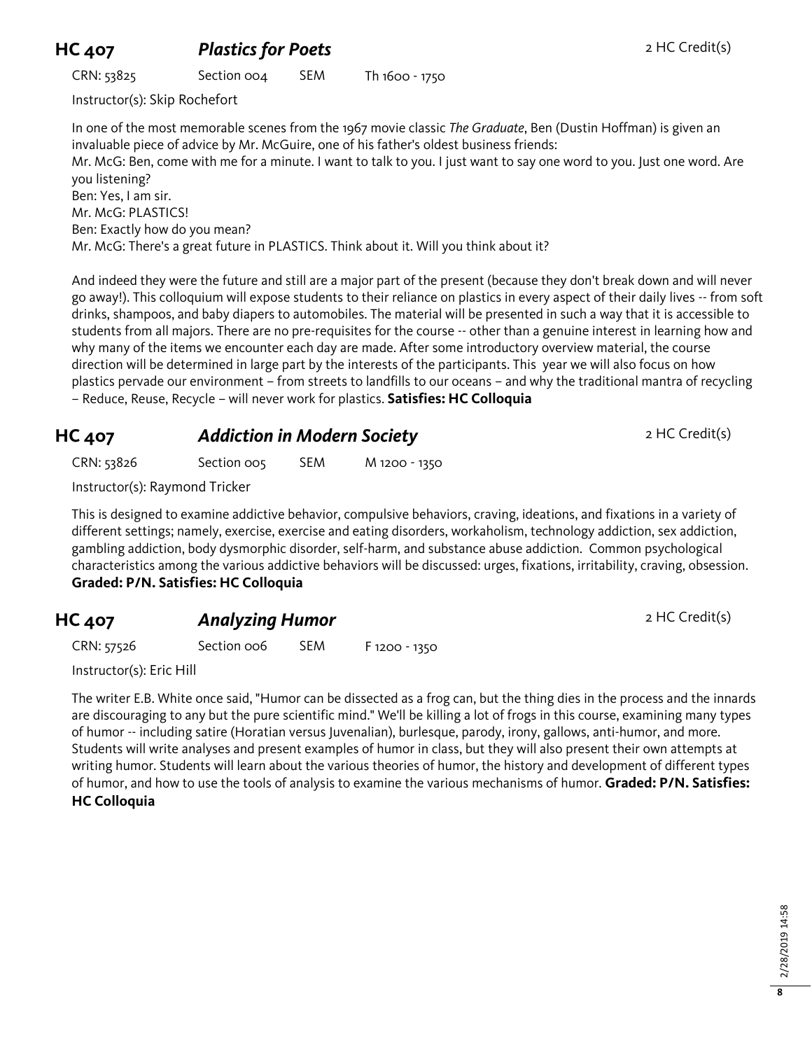## HC 407 *Plastics for Poets*

2 HC Credit(s)

CRN: 53825 Section 004 SEM Th 1600 - 1750

Instructor(s): Skip Rochefort

In one of the most memorable scenes from the 1967 movie classic *The Graduate*, Ben (Dustin Hoffman) is given an invaluable piece of advice by Mr. McGuire, one of his father's oldest business friends:

Mr. McG: Ben, come with me for a minute. I want to talk to you. I just want to say one word to you. Just one word. Are you listening?

Ben: Yes, I am sir.

Mr. McG: PLASTICS!

Ben: Exactly how do you mean?

Mr. McG: There's a great future in PLASTICS. Think about it. Will you think about it?

And indeed they were the future and still are a major part of the present (because they don't break down and will never go away!). This colloquium will expose students to their reliance on plastics in every aspect of their daily lives -- from soft drinks, shampoos, and baby diapers to automobiles. The material will be presented in such a way that it is accessible to students from all majors. There are no pre-requisites for the course -- other than a genuine interest in learning how and why many of the items we encounter each day are made. After some introductory overview material, the course direction will be determined in large part by the interests of the participants. This year we will also focus on how plastics pervade our environment – from streets to landfills to our oceans – and why the traditional mantra of recycling – Reduce, Reuse, Recycle – will never work for plastics. **Satisfies: HC Colloquia**

## HC 407 *Addiction in Modern Society*

2 HC Credit(s)

CRN: 53826 Section 005 SEM M 1200 - 1350

Instructor(s): Raymond Tricker

This is designed to examine addictive behavior, compulsive behaviors, craving, ideations, and fixations in a variety of different settings; namely, exercise, exercise and eating disorders, workaholism, technology addiction, sex addiction, gambling addiction, body dysmorphic disorder, self-harm, and substance abuse addiction. Common psychological characteristics among the various addictive behaviors will be discussed: urges, fixations, irritability, craving, obsession. **Graded: P/N. Satisfies: HC Colloquia**

## HC 407 *Analyzing Humor*

2 HC Credit(s)

CRN: 57526 Section 006 SEM F 1200 - 1350

Instructor(s): Eric Hill

The writer E.B. White once said, "Humor can be dissected as a frog can, but the thing dies in the process and the innards are discouraging to any but the pure scientific mind." We'll be killing a lot of frogs in this course, examining many types of humor -- including satire (Horatian versus Juvenalian), burlesque, parody, irony, gallows, anti-humor, and more. Students will write analyses and present examples of humor in class, but they will also present their own attempts at writing humor. Students will learn about the various theories of humor, the history and development of different types of humor, and how to use the tools of analysis to examine the various mechanisms of humor. **Graded: P/N. Satisfies: HC Colloquia**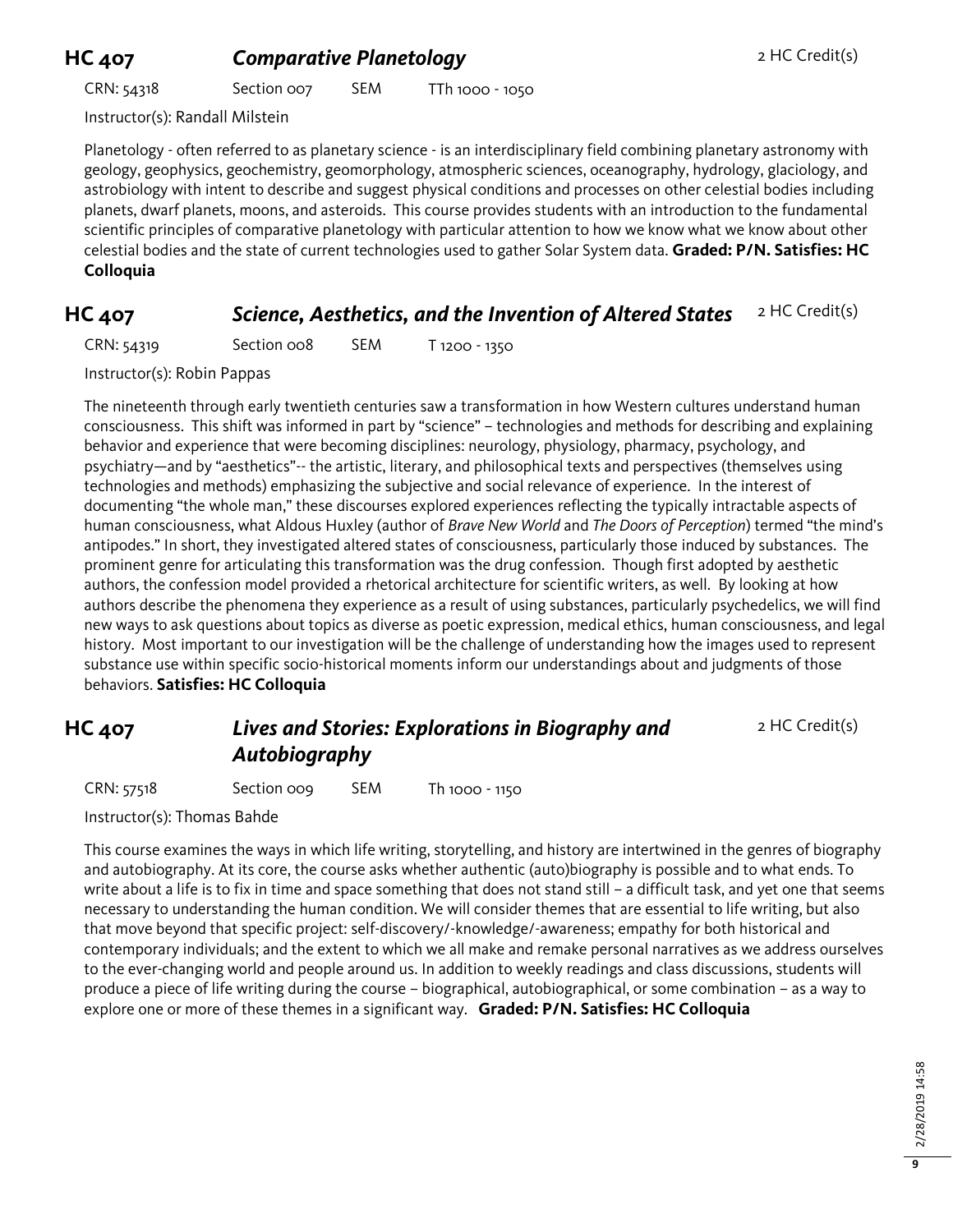## HC 407 *Comparative Planetology*

2 HC Credit(s)

CRN: 54318 Section 007 SEM TTh 1000 - 1050

Instructor(s): Randall Milstein

Planetology - often referred to as planetary science - is an interdisciplinary field combining planetary astronomy with geology, geophysics, geochemistry, geomorphology, atmospheric sciences, oceanography, hydrology, glaciology, and astrobiology with intent to describe and suggest physical conditions and processes on other celestial bodies including planets, dwarf planets, moons, and asteroids. This course provides students with an introduction to the fundamental scientific principles of comparative planetology with particular attention to how we know what we know about other celestial bodies and the state of current technologies used to gather Solar System data. **Graded: P/N. Satisfies: HC Colloquia**

## HC 407 *Science, Aesthetics, and the Invention of Altered States*

2 HC Credit(s)

CRN: 54319 Section 008 SEM T 1200 - 1350

Instructor(s): Robin Pappas

The nineteenth through early twentieth centuries saw a transformation in how Western cultures understand human consciousness. This shift was informed in part by "science" – technologies and methods for describing and explaining behavior and experience that were becoming disciplines: neurology, physiology, pharmacy, psychology, and psychiatry—and by "aesthetics"-- the artistic, literary, and philosophical texts and perspectives (themselves using technologies and methods) emphasizing the subjective and social relevance of experience. In the interest of documenting "the whole man," these discourses explored experiences reflecting the typically intractable aspects of human consciousness, what Aldous Huxley (author of *Brave New World* and *The Doors of Perception*) termed "the mind's antipodes." In short, they investigated altered states of consciousness, particularly those induced by substances. The prominent genre for articulating this transformation was the drug confession. Though first adopted by aesthetic authors, the confession model provided a rhetorical architecture for scientific writers, as well. By looking at how authors describe the phenomena they experience as a result of using substances, particularly psychedelics, we will find new ways to ask questions about topics as diverse as poetic expression, medical ethics, human consciousness, and legal history. Most important to our investigation will be the challenge of understanding how the images used to represent substance use within specific socio-historical moments inform our understandings about and judgments of those behaviors. **Satisfies: HC Colloquia**

## HC 407 *Lives and Stories: Explorations in Biography and Autobiography*

2 HC Credit(s)

CRN: 57518 Section 009 SEM Th 1000 - 1150

Instructor(s): Thomas Bahde

This course examines the ways in which life writing, storytelling, and history are intertwined in the genres of biography and autobiography. At its core, the course asks whether authentic (auto)biography is possible and to what ends. To write about a life is to fix in time and space something that does not stand still – a difficult task, and yet one that seems necessary to understanding the human condition. We will consider themes that are essential to life writing, but also that move beyond that specific project: self-discovery/-knowledge/-awareness; empathy for both historical and contemporary individuals; and the extent to which we all make and remake personal narratives as we address ourselves to the ever-changing world and people around us. In addition to weekly readings and class discussions, students will produce a piece of life writing during the course – biographical, autobiographical, or some combination – as a way to explore one or more of these themes in a significant way. **Graded: P/N. Satisfies: HC Colloquia**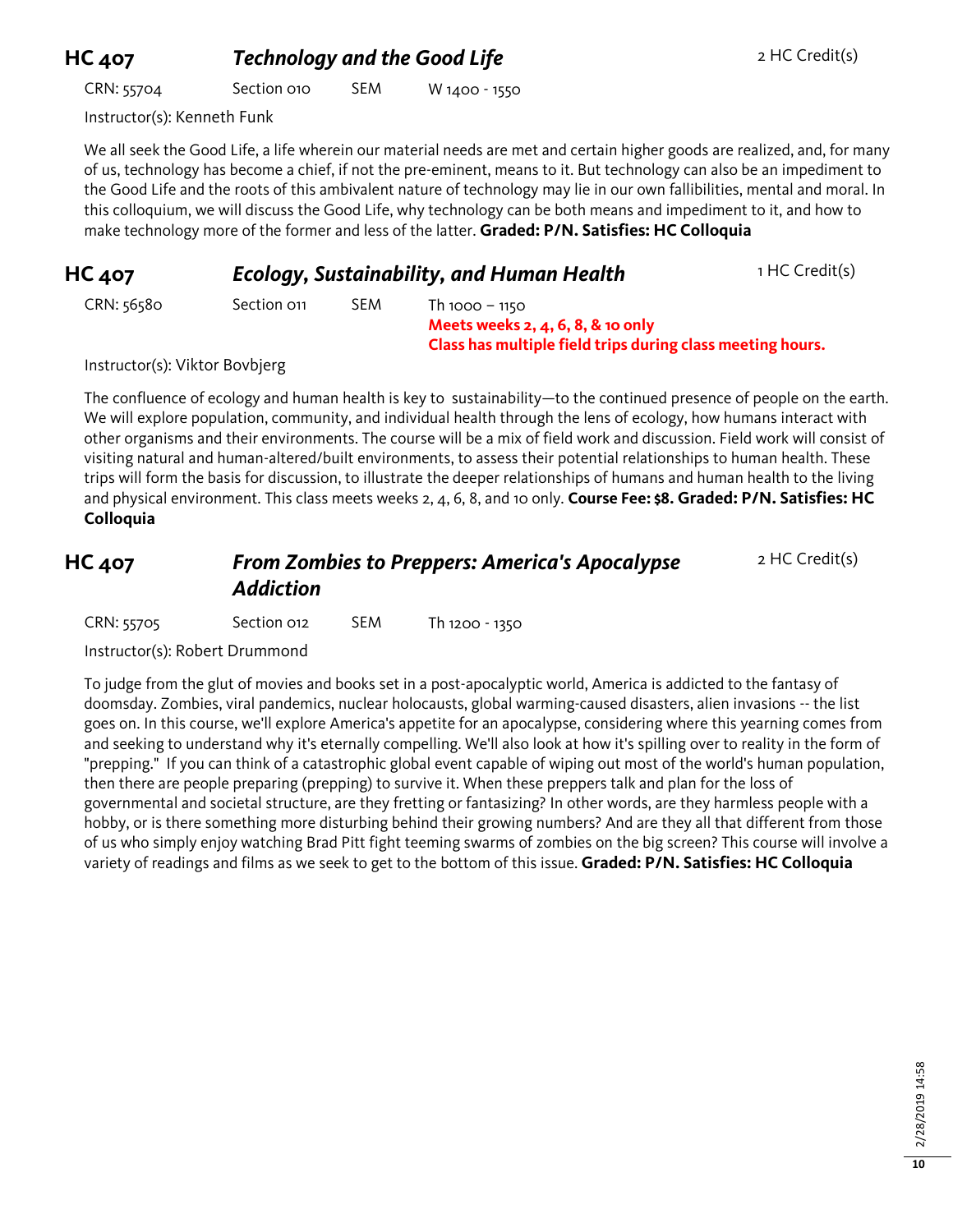## HC 407 *Technology and the Good Life* 2 HC Credit(s)

CRN: 55704 Section 010 SEM W 1400 - 1550

Instructor(s): Kenneth Funk

We all seek the Good Life, a life wherein our material needs are met and certain higher goods are realized, and, for many of us, technology has become a chief, if not the pre-eminent, means to it. But technology can also be an impediment to the Good Life and the roots of this ambivalent nature of technology may lie in our own fallibilities, mental and moral. In this colloquium, we will discuss the Good Life, why technology can be both means and impediment to it, and how to make technology more of the former and less of the latter. **Graded: P/N. Satisfies: HC Colloquia**

## HC 407 *Ecology, Sustainability, and Human Health* 1 HC Credit(s)

CRN: 56580 Section 011 SEM Th 1000 – 1150
**Meets weeks 2, 4, 6, 8, & 10 only**
**Class has multiple field trips during class meeting hours.**

Instructor(s): Viktor Bovbjerg

The confluence of ecology and human health is key to sustainability—to the continued presence of people on the earth. We will explore population, community, and individual health through the lens of ecology, how humans interact with other organisms and their environments. The course will be a mix of field work and discussion. Field work will consist of visiting natural and human-altered/built environments, to assess their potential relationships to human health. These trips will form the basis for discussion, to illustrate the deeper relationships of humans and human health to the living and physical environment. This class meets weeks 2, 4, 6, 8, and 10 only. **Course Fee: $8. Graded: P/N. Satisfies: HC Colloquia**

## HC 407 *From Zombies to Preppers: America's Apocalypse Addiction* 2 HC Credit(s)

CRN: 55705 Section 012 SEM Th 1200 - 1350

Instructor(s): Robert Drummond

To judge from the glut of movies and books set in a post-apocalyptic world, America is addicted to the fantasy of doomsday. Zombies, viral pandemics, nuclear holocausts, global warming-caused disasters, alien invasions -- the list goes on. In this course, we'll explore America's appetite for an apocalypse, considering where this yearning comes from and seeking to understand why it's eternally compelling. We'll also look at how it's spilling over to reality in the form of "prepping." If you can think of a catastrophic global event capable of wiping out most of the world's human population, then there are people preparing (prepping) to survive it. When these preppers talk and plan for the loss of governmental and societal structure, are they fretting or fantasizing? In other words, are they harmless people with a hobby, or is there something more disturbing behind their growing numbers? And are they all that different from those of us who simply enjoy watching Brad Pitt fight teeming swarms of zombies on the big screen? This course will involve a variety of readings and films as we seek to get to the bottom of this issue. **Graded: P/N. Satisfies: HC Colloquia**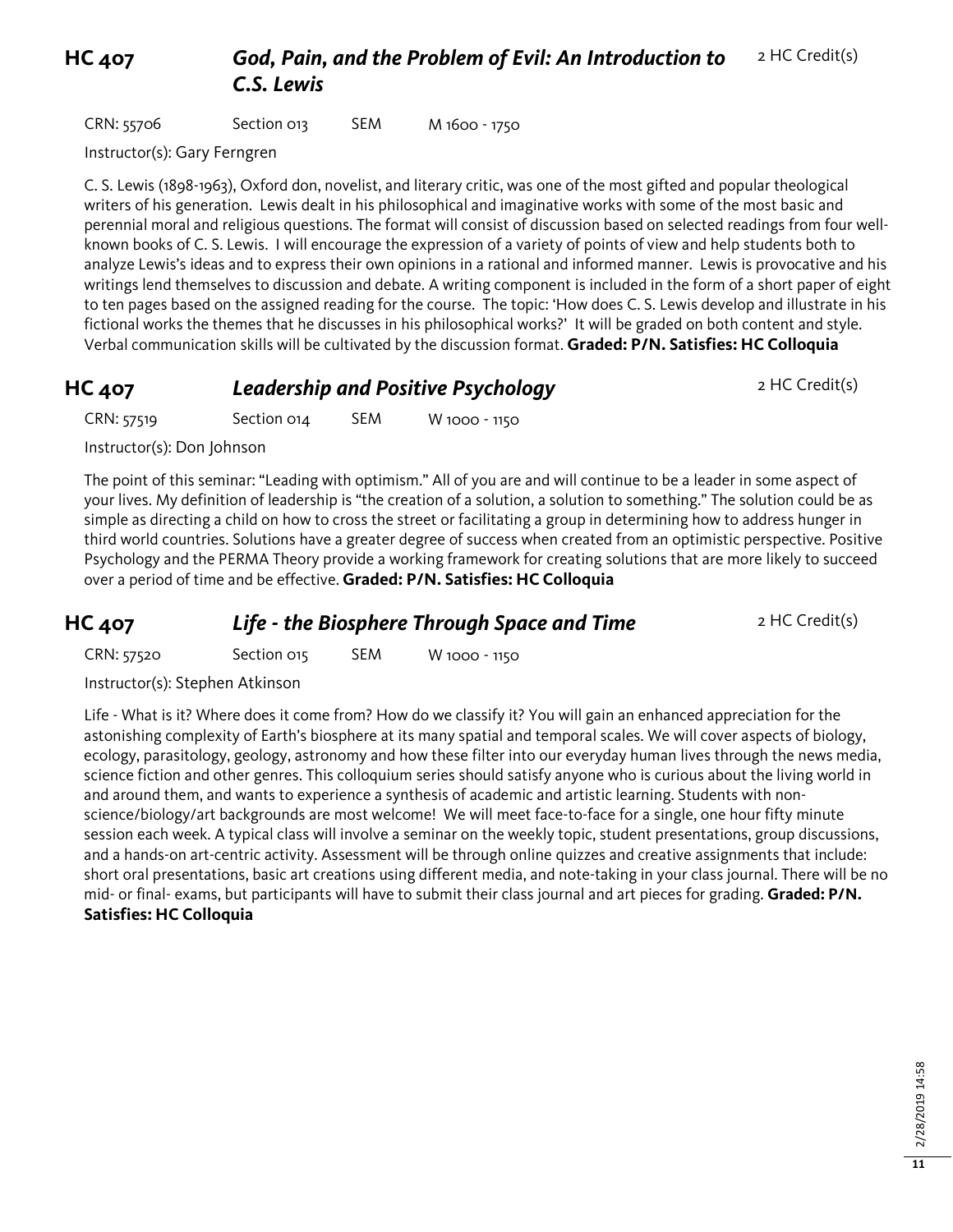## HC 407 *God, Pain, and the Problem of Evil: An Introduction to C.S. Lewis*

2 HC Credit(s)

CRN: 55706 Section 013 SEM M 1600 - 1750

Instructor(s): Gary Ferngren

C. S. Lewis (1898-1963), Oxford don, novelist, and literary critic, was one of the most gifted and popular theological writers of his generation. Lewis dealt in his philosophical and imaginative works with some of the most basic and perennial moral and religious questions. The format will consist of discussion based on selected readings from four well-known books of C. S. Lewis. I will encourage the expression of a variety of points of view and help students both to analyze Lewis's ideas and to express their own opinions in a rational and informed manner. Lewis is provocative and his writings lend themselves to discussion and debate. A writing component is included in the form of a short paper of eight to ten pages based on the assigned reading for the course. The topic: 'How does C. S. Lewis develop and illustrate in his fictional works the themes that he discusses in his philosophical works?' It will be graded on both content and style. Verbal communication skills will be cultivated by the discussion format. **Graded: P/N. Satisfies: HC Colloquia**

## HC 407 *Leadership and Positive Psychology*

2 HC Credit(s)

CRN: 57519 Section 014 SEM W 1000 - 1150

Instructor(s): Don Johnson

The point of this seminar: "Leading with optimism." All of you are and will continue to be a leader in some aspect of your lives. My definition of leadership is "the creation of a solution, a solution to something." The solution could be as simple as directing a child on how to cross the street or facilitating a group in determining how to address hunger in third world countries. Solutions have a greater degree of success when created from an optimistic perspective. Positive Psychology and the PERMA Theory provide a working framework for creating solutions that are more likely to succeed over a period of time and be effective. **Graded: P/N. Satisfies: HC Colloquia**

## HC 407 *Life - the Biosphere Through Space and Time*

2 HC Credit(s)

CRN: 57520 Section 015 SEM W 1000 - 1150

Instructor(s): Stephen Atkinson

Life - What is it? Where does it come from? How do we classify it? You will gain an enhanced appreciation for the astonishing complexity of Earth's biosphere at its many spatial and temporal scales. We will cover aspects of biology, ecology, parasitology, geology, astronomy and how these filter into our everyday human lives through the news media, science fiction and other genres. This colloquium series should satisfy anyone who is curious about the living world in and around them, and wants to experience a synthesis of academic and artistic learning. Students with non-science/biology/art backgrounds are most welcome! We will meet face-to-face for a single, one hour fifty minute session each week. A typical class will involve a seminar on the weekly topic, student presentations, group discussions, and a hands-on art-centric activity. Assessment will be through online quizzes and creative assignments that include: short oral presentations, basic art creations using different media, and note-taking in your class journal. There will be no mid- or final- exams, but participants will have to submit their class journal and art pieces for grading. **Graded: P/N. Satisfies: HC Colloquia**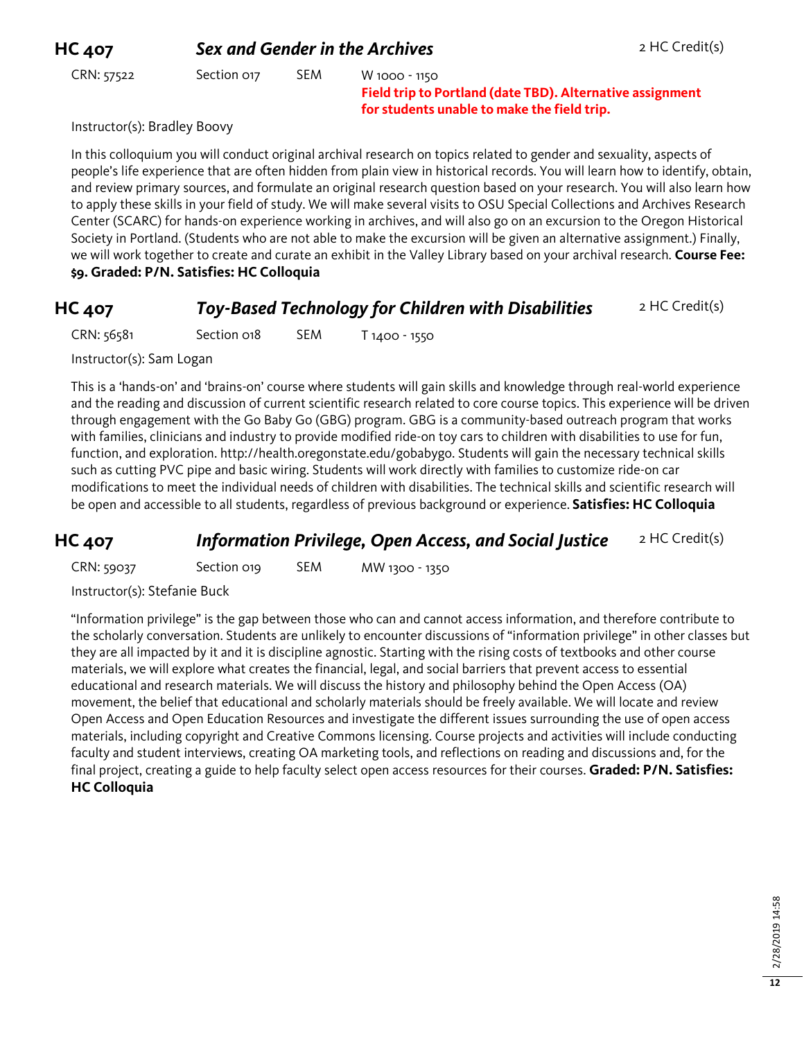## HC 407 *Sex and Gender in the Archives*

2 HC Credit(s)

CRN: 57522 Section 017 SEM W 1000 - 1150

**Field trip to Portland (date TBD). Alternative assignment for students unable to make the field trip.**

Instructor(s): Bradley Boovy

In this colloquium you will conduct original archival research on topics related to gender and sexuality, aspects of people's life experience that are often hidden from plain view in historical records. You will learn how to identify, obtain, and review primary sources, and formulate an original research question based on your research. You will also learn how to apply these skills in your field of study. We will make several visits to OSU Special Collections and Archives Research Center (SCARC) for hands-on experience working in archives, and will also go on an excursion to the Oregon Historical Society in Portland. (Students who are not able to make the excursion will be given an alternative assignment.) Finally, we will work together to create and curate an exhibit in the Valley Library based on your archival research. **Course Fee: $9. Graded: P/N. Satisfies: HC Colloquia**

## HC 407 *Toy-Based Technology for Children with Disabilities*

2 HC Credit(s)

CRN: 56581 Section 018 SEM T 1400 - 1550

Instructor(s): Sam Logan

This is a 'hands-on' and 'brains-on' course where students will gain skills and knowledge through real-world experience and the reading and discussion of current scientific research related to core course topics. This experience will be driven through engagement with the Go Baby Go (GBG) program. GBG is a community-based outreach program that works with families, clinicians and industry to provide modified ride-on toy cars to children with disabilities to use for fun, function, and exploration. http://health.oregonstate.edu/gobabygo. Students will gain the necessary technical skills such as cutting PVC pipe and basic wiring. Students will work directly with families to customize ride-on car modifications to meet the individual needs of children with disabilities. The technical skills and scientific research will be open and accessible to all students, regardless of previous background or experience. **Satisfies: HC Colloquia**

## HC 407 *Information Privilege, Open Access, and Social Justice*

2 HC Credit(s)

CRN: 59037 Section 019 SEM MW 1300 - 1350

Instructor(s): Stefanie Buck

"Information privilege" is the gap between those who can and cannot access information, and therefore contribute to the scholarly conversation. Students are unlikely to encounter discussions of "information privilege" in other classes but they are all impacted by it and it is discipline agnostic. Starting with the rising costs of textbooks and other course materials, we will explore what creates the financial, legal, and social barriers that prevent access to essential educational and research materials. We will discuss the history and philosophy behind the Open Access (OA) movement, the belief that educational and scholarly materials should be freely available. We will locate and review Open Access and Open Education Resources and investigate the different issues surrounding the use of open access materials, including copyright and Creative Commons licensing. Course projects and activities will include conducting faculty and student interviews, creating OA marketing tools, and reflections on reading and discussions and, for the final project, creating a guide to help faculty select open access resources for their courses. **Graded: P/N. Satisfies: HC Colloquia**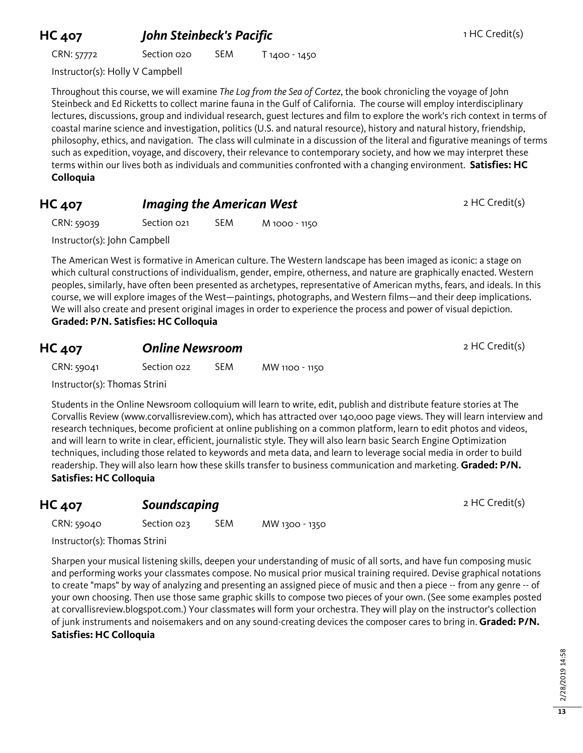## HC 407 *John Steinbeck's Pacific*

1 HC Credit(s)

CRN: 57772 Section 020 SEM T 1400 - 1450

Instructor(s): Holly V Campbell

Throughout this course, we will examine *The Log from the Sea of Cortez*, the book chronicling the voyage of John Steinbeck and Ed Ricketts to collect marine fauna in the Gulf of California. The course will employ interdisciplinary lectures, discussions, group and individual research, guest lectures and film to explore the work's rich context in terms of coastal marine science and investigation, politics (U.S. and natural resource), history and natural history, friendship, philosophy, ethics, and navigation. The class will culminate in a discussion of the literal and figurative meanings of terms such as expedition, voyage, and discovery, their relevance to contemporary society, and how we may interpret these terms within our lives both as individuals and communities confronted with a changing environment. **Satisfies: HC Colloquia**

## HC 407 *Imaging the American West*

2 HC Credit(s)

CRN: 59039 Section 021 SEM M 1000 - 1150

Instructor(s): John Campbell

The American West is formative in American culture. The Western landscape has been imaged as iconic: a stage on which cultural constructions of individualism, gender, empire, otherness, and nature are graphically enacted. Western peoples, similarly, have often been presented as archetypes, representative of American myths, fears, and ideals. In this course, we will explore images of the West—paintings, photographs, and Western films—and their deep implications. We will also create and present original images in order to experience the process and power of visual depiction. **Graded: P/N. Satisfies: HC Colloquia**

## HC 407 *Online Newsroom*

2 HC Credit(s)

CRN: 59041 Section 022 SEM MW 1100 - 1150

Instructor(s): Thomas Strini

Students in the Online Newsroom colloquium will learn to write, edit, publish and distribute feature stories at The Corvallis Review (www.corvallisreview.com), which has attracted over 140,000 page views. They will learn interview and research techniques, become proficient at online publishing on a common platform, learn to edit photos and videos, and will learn to write in clear, efficient, journalistic style. They will also learn basic Search Engine Optimization techniques, including those related to keywords and meta data, and learn to leverage social media in order to build readership. They will also learn how these skills transfer to business communication and marketing. **Graded: P/N. Satisfies: HC Colloquia**

## HC 407 *Soundscaping*

2 HC Credit(s)

CRN: 59040 Section 023 SEM MW 1300 - 1350

Instructor(s): Thomas Strini

Sharpen your musical listening skills, deepen your understanding of music of all sorts, and have fun composing music and performing works your classmates compose. No musical prior musical training required. Devise graphical notations to create "maps" by way of analyzing and presenting an assigned piece of music and then a piece -- from any genre -- of your own choosing. Then use those same graphic skills to compose two pieces of your own. (See some examples posted at corvallisreview.blogspot.com.) Your classmates will form your orchestra. They will play on the instructor's collection of junk instruments and noisemakers and on any sound-creating devices the composer cares to bring in. **Graded: P/N. Satisfies: HC Colloquia**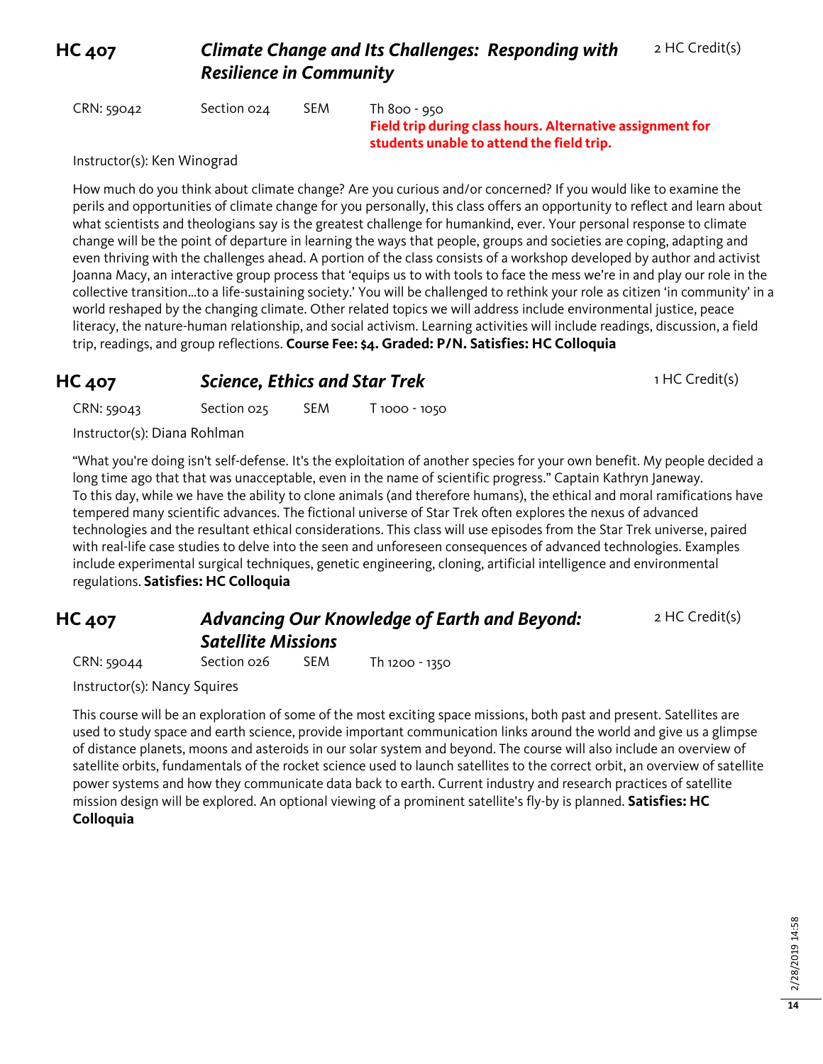## HC 407 — *Climate Change and Its Challenges: Responding with Resilience in Community* — 2 HC Credit(s)

CRN: 59042 | Section 024 | SEM | Th 800 - 950
**Field trip during class hours. Alternative assignment for students unable to attend the field trip.**

Instructor(s): Ken Winograd

How much do you think about climate change? Are you curious and/or concerned? If you would like to examine the perils and opportunities of climate change for you personally, this class offers an opportunity to reflect and learn about what scientists and theologians say is the greatest challenge for humankind, ever. Your personal response to climate change will be the point of departure in learning the ways that people, groups and societies are coping, adapting and even thriving with the challenges ahead. A portion of the class consists of a workshop developed by author and activist Joanna Macy, an interactive group process that 'equips us to with tools to face the mess we're in and play our role in the collective transition…to a life-sustaining society.' You will be challenged to rethink your role as citizen 'in community' in a world reshaped by the changing climate. Other related topics we will address include environmental justice, peace literacy, the nature-human relationship, and social activism. Learning activities will include readings, discussion, a field trip, readings, and group reflections. **Course Fee: $4. Graded: P/N. Satisfies: HC Colloquia**

## HC 407 — *Science, Ethics and Star Trek* — 1 HC Credit(s)

CRN: 59043 | Section 025 | SEM | T 1000 - 1050

Instructor(s): Diana Rohlman

"What you're doing isn't self-defense. It's the exploitation of another species for your own benefit. My people decided a long time ago that that was unacceptable, even in the name of scientific progress." Captain Kathryn Janeway.
To this day, while we have the ability to clone animals (and therefore humans), the ethical and moral ramifications have tempered many scientific advances. The fictional universe of Star Trek often explores the nexus of advanced technologies and the resultant ethical considerations. This class will use episodes from the Star Trek universe, paired with real-life case studies to delve into the seen and unforeseen consequences of advanced technologies. Examples include experimental surgical techniques, genetic engineering, cloning, artificial intelligence and environmental regulations. **Satisfies: HC Colloquia**

## HC 407 — *Advancing Our Knowledge of Earth and Beyond: Satellite Missions* — 2 HC Credit(s)

CRN: 59044 | Section 026 | SEM | Th 1200 - 1350

Instructor(s): Nancy Squires

This course will be an exploration of some of the most exciting space missions, both past and present. Satellites are used to study space and earth science, provide important communication links around the world and give us a glimpse of distance planets, moons and asteroids in our solar system and beyond. The course will also include an overview of satellite orbits, fundamentals of the rocket science used to launch satellites to the correct orbit, an overview of satellite power systems and how they communicate data back to earth. Current industry and research practices of satellite mission design will be explored. An optional viewing of a prominent satellite's fly-by is planned. **Satisfies: HC Colloquia**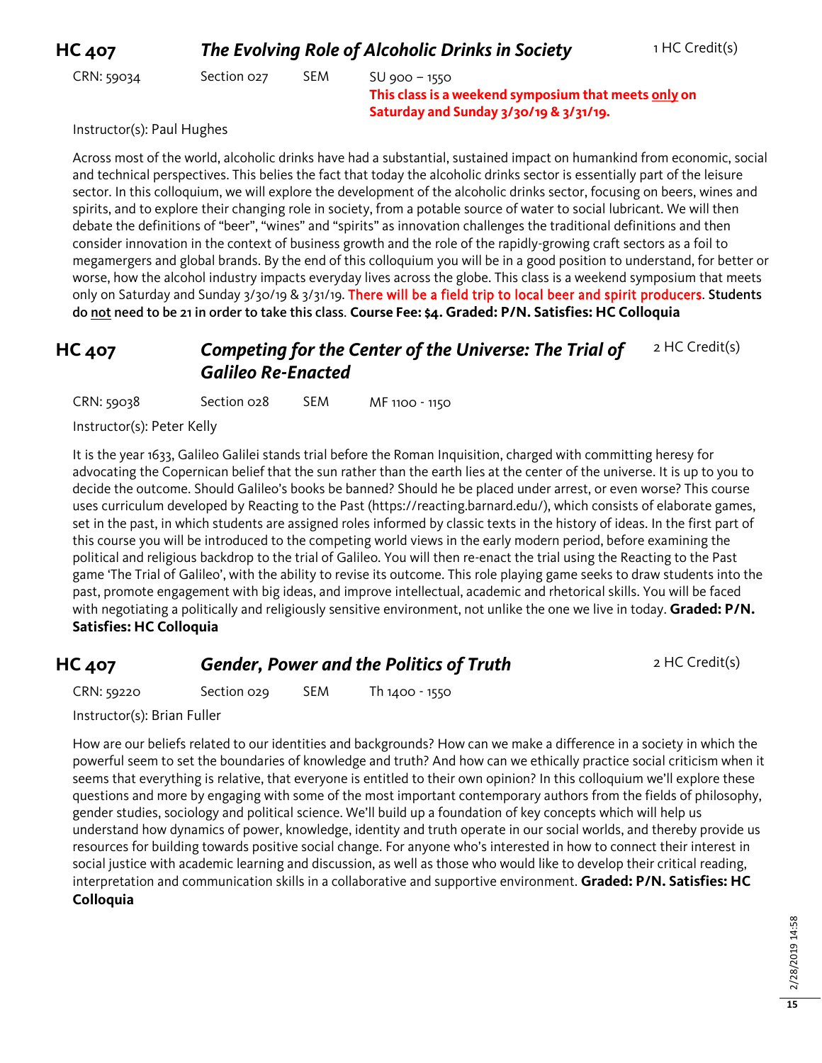## HC 407 *The Evolving Role of Alcoholic Drinks in Society* 1 HC Credit(s)

CRN: 59034 Section 027 SEM SU 900 – 1550

**This class is a weekend symposium that meets only on Saturday and Sunday 3/30/19 & 3/31/19.**

Instructor(s): Paul Hughes

Across most of the world, alcoholic drinks have had a substantial, sustained impact on humankind from economic, social and technical perspectives. This belies the fact that today the alcoholic drinks sector is essentially part of the leisure sector. In this colloquium, we will explore the development of the alcoholic drinks sector, focusing on beers, wines and spirits, and to explore their changing role in society, from a potable source of water to social lubricant. We will then debate the definitions of "beer", "wines" and "spirits" as innovation challenges the traditional definitions and then consider innovation in the context of business growth and the role of the rapidly-growing craft sectors as a foil to megamergers and global brands. By the end of this colloquium you will be in a good position to understand, for better or worse, how the alcohol industry impacts everyday lives across the globe. This class is a weekend symposium that meets only on Saturday and Sunday 3/30/19 & 3/31/19. There will be a field trip to local beer and spirit producers. **Students do not need to be 21 in order to take this class**. **Course Fee: $4. Graded: P/N. Satisfies: HC Colloquia**

## HC 407 *Competing for the Center of the Universe: The Trial of Galileo Re-Enacted* 2 HC Credit(s)

CRN: 59038 Section 028 SEM MF 1100 - 1150

Instructor(s): Peter Kelly

It is the year 1633, Galileo Galilei stands trial before the Roman Inquisition, charged with committing heresy for advocating the Copernican belief that the sun rather than the earth lies at the center of the universe. It is up to you to decide the outcome. Should Galileo's books be banned? Should he be placed under arrest, or even worse? This course uses curriculum developed by Reacting to the Past (https://reacting.barnard.edu/), which consists of elaborate games, set in the past, in which students are assigned roles informed by classic texts in the history of ideas. In the first part of this course you will be introduced to the competing world views in the early modern period, before examining the political and religious backdrop to the trial of Galileo. You will then re-enact the trial using the Reacting to the Past game 'The Trial of Galileo', with the ability to revise its outcome. This role playing game seeks to draw students into the past, promote engagement with big ideas, and improve intellectual, academic and rhetorical skills. You will be faced with negotiating a politically and religiously sensitive environment, not unlike the one we live in today. **Graded: P/N. Satisfies: HC Colloquia**

## HC 407 *Gender, Power and the Politics of Truth* 2 HC Credit(s)

CRN: 59220 Section 029 SEM Th 1400 - 1550

Instructor(s): Brian Fuller

How are our beliefs related to our identities and backgrounds? How can we make a difference in a society in which the powerful seem to set the boundaries of knowledge and truth? And how can we ethically practice social criticism when it seems that everything is relative, that everyone is entitled to their own opinion? In this colloquium we'll explore these questions and more by engaging with some of the most important contemporary authors from the fields of philosophy, gender studies, sociology and political science. We'll build up a foundation of key concepts which will help us understand how dynamics of power, knowledge, identity and truth operate in our social worlds, and thereby provide us resources for building towards positive social change. For anyone who's interested in how to connect their interest in social justice with academic learning and discussion, as well as those who would like to develop their critical reading, interpretation and communication skills in a collaborative and supportive environment. **Graded: P/N. Satisfies: HC Colloquia**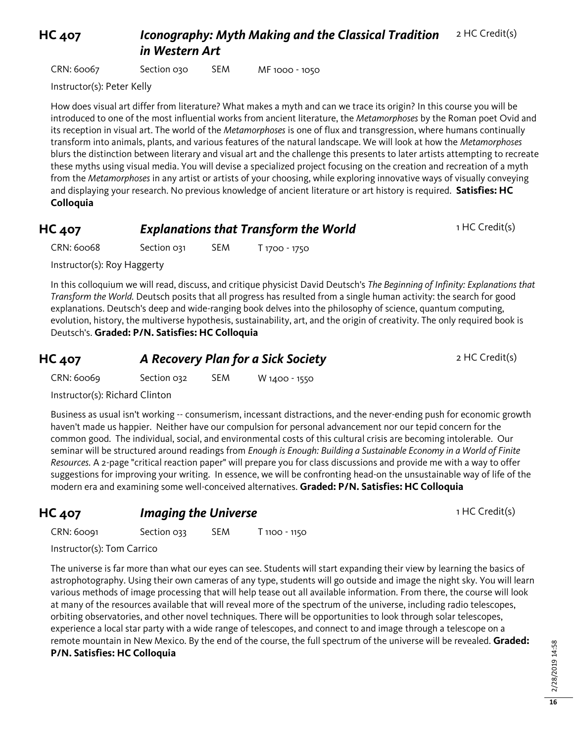## HC 407 *Iconography: Myth Making and the Classical Tradition in Western Art*

2 HC Credit(s)

CRN: 60067 Section 030 SEM MF 1000 - 1050

Instructor(s): Peter Kelly

How does visual art differ from literature? What makes a myth and can we trace its origin? In this course you will be introduced to one of the most influential works from ancient literature, the *Metamorphoses* by the Roman poet Ovid and its reception in visual art. The world of the *Metamorphoses* is one of flux and transgression, where humans continually transform into animals, plants, and various features of the natural landscape. We will look at how the *Metamorphoses* blurs the distinction between literary and visual art and the challenge this presents to later artists attempting to recreate these myths using visual media. You will devise a specialized project focusing on the creation and recreation of a myth from the *Metamorphoses* in any artist or artists of your choosing, while exploring innovative ways of visually conveying and displaying your research. No previous knowledge of ancient literature or art history is required. **Satisfies: HC Colloquia**

## HC 407 *Explanations that Transform the World*

1 HC Credit(s)

CRN: 60068 Section 031 SEM T 1700 - 1750

Instructor(s): Roy Haggerty

In this colloquium we will read, discuss, and critique physicist David Deutsch's *The Beginning of Infinity: Explanations that Transform the World.* Deutsch posits that all progress has resulted from a single human activity: the search for good explanations. Deutsch's deep and wide-ranging book delves into the philosophy of science, quantum computing, evolution, history, the multiverse hypothesis, sustainability, art, and the origin of creativity. The only required book is Deutsch's. **Graded: P/N. Satisfies: HC Colloquia**

## HC 407 *A Recovery Plan for a Sick Society*

2 HC Credit(s)

CRN: 60069 Section 032 SEM W 1400 - 1550

Instructor(s): Richard Clinton

Business as usual isn't working -- consumerism, incessant distractions, and the never-ending push for economic growth haven't made us happier. Neither have our compulsion for personal advancement nor our tepid concern for the common good. The individual, social, and environmental costs of this cultural crisis are becoming intolerable. Our seminar will be structured around readings from *Enough is Enough: Building a Sustainable Economy in a World of Finite Resources.* A 2-page "critical reaction paper" will prepare you for class discussions and provide me with a way to offer suggestions for improving your writing. In essence, we will be confronting head-on the unsustainable way of life of the modern era and examining some well-conceived alternatives. **Graded: P/N. Satisfies: HC Colloquia**

## HC 407 *Imaging the Universe*

1 HC Credit(s)

CRN: 60091 Section 033 SEM T 1100 - 1150

Instructor(s): Tom Carrico

The universe is far more than what our eyes can see. Students will start expanding their view by learning the basics of astrophotography. Using their own cameras of any type, students will go outside and image the night sky. You will learn various methods of image processing that will help tease out all available information. From there, the course will look at many of the resources available that will reveal more of the spectrum of the universe, including radio telescopes, orbiting observatories, and other novel techniques. There will be opportunities to look through solar telescopes, experience a local star party with a wide range of telescopes, and connect to and image through a telescope on a remote mountain in New Mexico. By the end of the course, the full spectrum of the universe will be revealed. **Graded: P/N. Satisfies: HC Colloquia**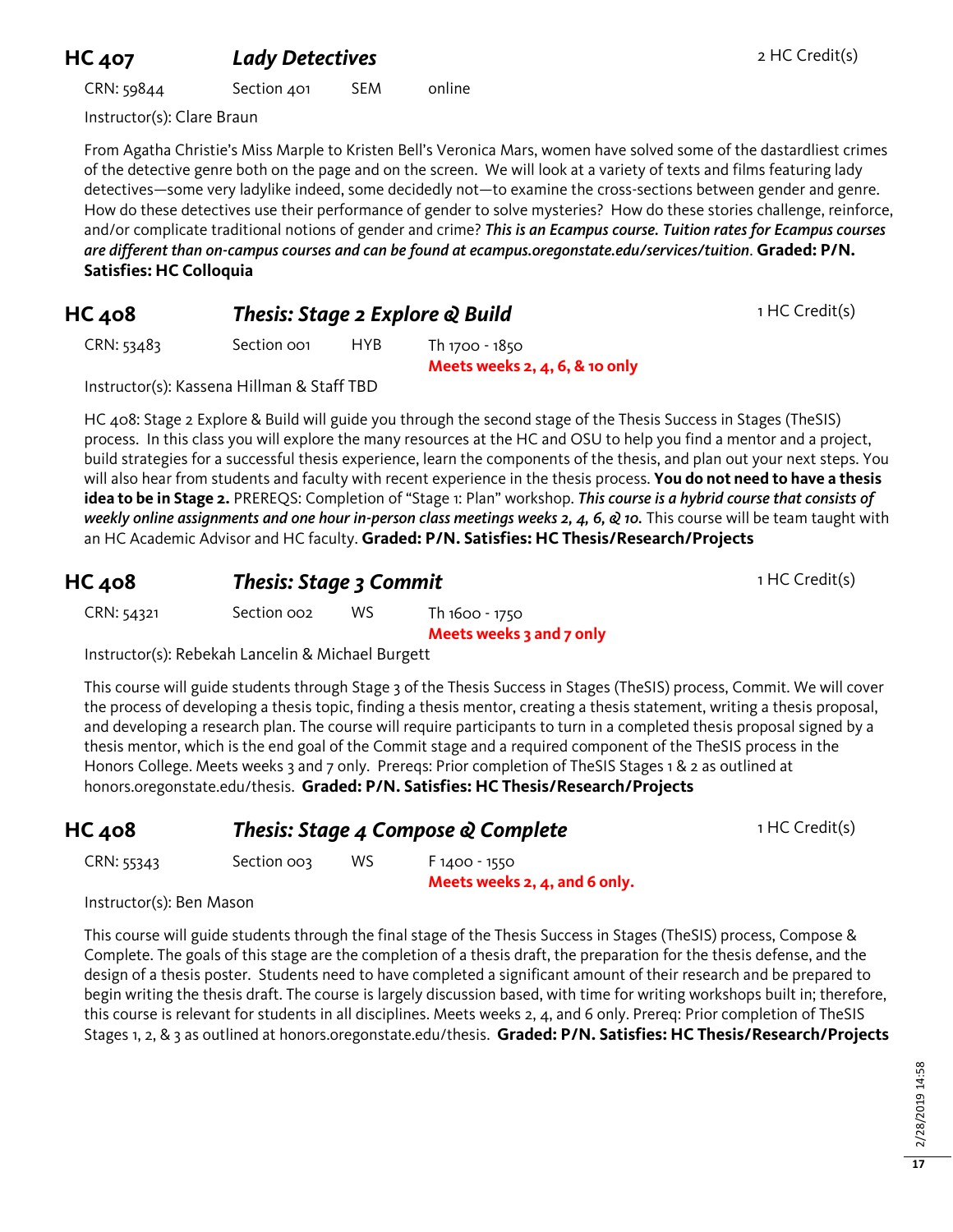## HC 407 *Lady Detectives* 2 HC Credit(s)

CRN: 59844 Section 401 SEM online

Instructor(s): Clare Braun

From Agatha Christie's Miss Marple to Kristen Bell's Veronica Mars, women have solved some of the dastardliest crimes of the detective genre both on the page and on the screen. We will look at a variety of texts and films featuring lady detectives—some very ladylike indeed, some decidedly not—to examine the cross-sections between gender and genre. How do these detectives use their performance of gender to solve mysteries? How do these stories challenge, reinforce, and/or complicate traditional notions of gender and crime? ***This is an Ecampus course. Tuition rates for Ecampus courses are different than on-campus courses and can be found at ecampus.oregonstate.edu/services/tuition***. **Graded: P/N. Satisfies: HC Colloquia**

## HC 408 *Thesis: Stage 2 Explore & Build* 1 HC Credit(s)

CRN: 53483 Section 001 HYB Th 1700 - 1850
**Meets weeks 2, 4, 6, & 10 only**

Instructor(s): Kassena Hillman & Staff TBD

HC 408: Stage 2 Explore & Build will guide you through the second stage of the Thesis Success in Stages (TheSIS) process. In this class you will explore the many resources at the HC and OSU to help you find a mentor and a project, build strategies for a successful thesis experience, learn the components of the thesis, and plan out your next steps. You will also hear from students and faculty with recent experience in the thesis process. **You do not need to have a thesis idea to be in Stage 2.** PREREQS: Completion of "Stage 1: Plan" workshop. ***This course is a hybrid course that consists of weekly online assignments and one hour in-person class meetings weeks 2, 4, 6, & 10.*** This course will be team taught with an HC Academic Advisor and HC faculty. **Graded: P/N. Satisfies: HC Thesis/Research/Projects**

## HC 408 *Thesis: Stage 3 Commit* 1 HC Credit(s)

CRN: 54321 Section 002 WS Th 1600 - 1750
**Meets weeks 3 and 7 only**

Instructor(s): Rebekah Lancelin & Michael Burgett

This course will guide students through Stage 3 of the Thesis Success in Stages (TheSIS) process, Commit. We will cover the process of developing a thesis topic, finding a thesis mentor, creating a thesis statement, writing a thesis proposal, and developing a research plan. The course will require participants to turn in a completed thesis proposal signed by a thesis mentor, which is the end goal of the Commit stage and a required component of the TheSIS process in the Honors College. Meets weeks 3 and 7 only. Prereqs: Prior completion of TheSIS Stages 1 & 2 as outlined at honors.oregonstate.edu/thesis. **Graded: P/N. Satisfies: HC Thesis/Research/Projects**

## HC 408 *Thesis: Stage 4 Compose & Complete* 1 HC Credit(s)

CRN: 55343 Section 003 WS F 1400 - 1550
**Meets weeks 2, 4, and 6 only.**

Instructor(s): Ben Mason

This course will guide students through the final stage of the Thesis Success in Stages (TheSIS) process, Compose & Complete. The goals of this stage are the completion of a thesis draft, the preparation for the thesis defense, and the design of a thesis poster. Students need to have completed a significant amount of their research and be prepared to begin writing the thesis draft. The course is largely discussion based, with time for writing workshops built in; therefore, this course is relevant for students in all disciplines. Meets weeks 2, 4, and 6 only. Prereq: Prior completion of TheSIS Stages 1, 2, & 3 as outlined at honors.oregonstate.edu/thesis. **Graded: P/N. Satisfies: HC Thesis/Research/Projects**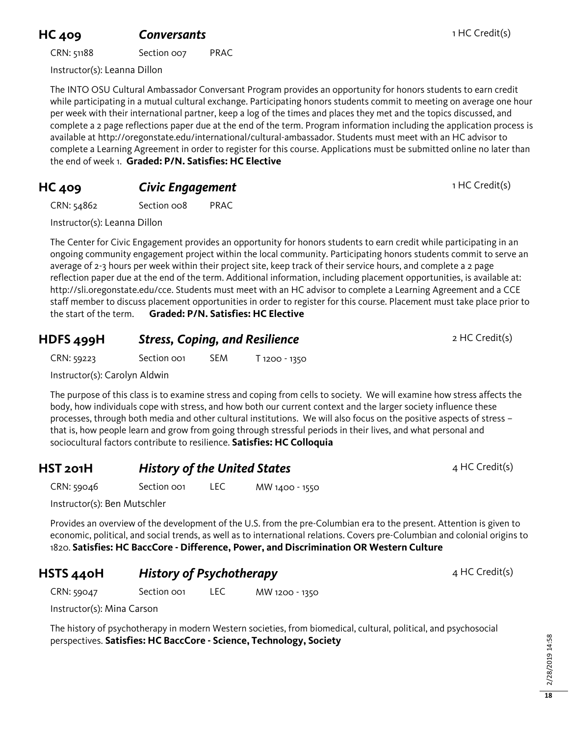## HC 409 *Conversants*

1 HC Credit(s)

CRN: 51188 Section 007 PRAC

Instructor(s): Leanna Dillon

The INTO OSU Cultural Ambassador Conversant Program provides an opportunity for honors students to earn credit while participating in a mutual cultural exchange. Participating honors students commit to meeting on average one hour per week with their international partner, keep a log of the times and places they met and the topics discussed, and complete a 2 page reflections paper due at the end of the term. Program information including the application process is available at http://oregonstate.edu/international/cultural-ambassador. Students must meet with an HC advisor to complete a Learning Agreement in order to register for this course. Applications must be submitted online no later than the end of week 1. **Graded: P/N. Satisfies: HC Elective**

## HC 409 *Civic Engagement*

1 HC Credit(s)

CRN: 54862 Section 008 PRAC

Instructor(s): Leanna Dillon

The Center for Civic Engagement provides an opportunity for honors students to earn credit while participating in an ongoing community engagement project within the local community. Participating honors students commit to serve an average of 2-3 hours per week within their project site, keep track of their service hours, and complete a 2 page reflection paper due at the end of the term. Additional information, including placement opportunities, is available at: http://sli.oregonstate.edu/cce. Students must meet with an HC advisor to complete a Learning Agreement and a CCE staff member to discuss placement opportunities in order to register for this course. Placement must take place prior to the start of the term. **Graded: P/N. Satisfies: HC Elective**

## HDFS 499H *Stress, Coping, and Resilience*

2 HC Credit(s)

CRN: 59223 Section 001 SEM T 1200 - 1350

Instructor(s): Carolyn Aldwin

The purpose of this class is to examine stress and coping from cells to society. We will examine how stress affects the body, how individuals cope with stress, and how both our current context and the larger society influence these processes, through both media and other cultural institutions. We will also focus on the positive aspects of stress – that is, how people learn and grow from going through stressful periods in their lives, and what personal and sociocultural factors contribute to resilience. **Satisfies: HC Colloquia**

## HST 201H *History of the United States*

4 HC Credit(s)

CRN: 59046 Section 001 LEC MW 1400 - 1550

Instructor(s): Ben Mutschler

Provides an overview of the development of the U.S. from the pre-Columbian era to the present. Attention is given to economic, political, and social trends, as well as to international relations. Covers pre-Columbian and colonial origins to 1820. **Satisfies: HC BaccCore - Difference, Power, and Discrimination OR Western Culture**

## HSTS 440H *History of Psychotherapy*

4 HC Credit(s)

CRN: 59047 Section 001 LEC MW 1200 - 1350

Instructor(s): Mina Carson

The history of psychotherapy in modern Western societies, from biomedical, cultural, political, and psychosocial perspectives. **Satisfies: HC BaccCore - Science, Technology, Society**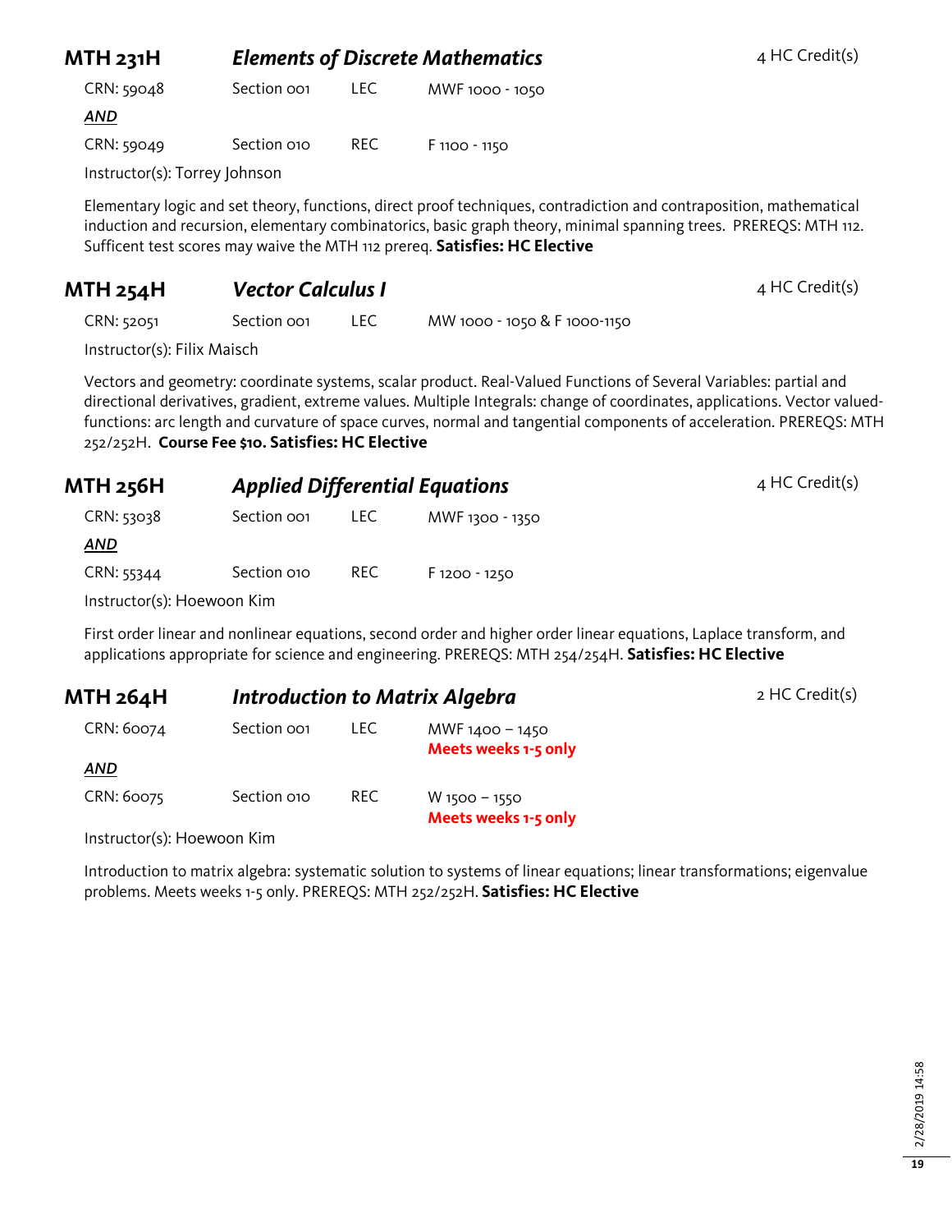## MTH 231H — *Elements of Discrete Mathematics* — 4 HC Credit(s)

| CRN | Section | Type | Time |
|---|---|---|---|
| CRN: 59048 | Section 001 | LEC | MWF 1000 - 1050 |
| ***AND*** | | | |
| CRN: 59049 | Section 010 | REC | F 1100 - 1150 |

Instructor(s): Torrey Johnson

Elementary logic and set theory, functions, direct proof techniques, contradiction and contraposition, mathematical induction and recursion, elementary combinatorics, basic graph theory, minimal spanning trees. PREREQS: MTH 112. Sufficent test scores may waive the MTH 112 prereq. **Satisfies: HC Elective**

## MTH 254H — *Vector Calculus I* — 4 HC Credit(s)

| CRN | Section | Type | Time |
|---|---|---|---|
| CRN: 52051 | Section 001 | LEC | MW 1000 - 1050 & F 1000-1150 |

Instructor(s): Filix Maisch

Vectors and geometry: coordinate systems, scalar product. Real-Valued Functions of Several Variables: partial and directional derivatives, gradient, extreme values. Multiple Integrals: change of coordinates, applications. Vector valued-functions: arc length and curvature of space curves, normal and tangential components of acceleration. PREREQS: MTH 252/252H. **Course Fee $10. Satisfies: HC Elective**

## MTH 256H — *Applied Differential Equations* — 4 HC Credit(s)

| CRN | Section | Type | Time |
|---|---|---|---|
| CRN: 53038 | Section 001 | LEC | MWF 1300 - 1350 |
| ***AND*** | | | |
| CRN: 55344 | Section 010 | REC | F 1200 - 1250 |

Instructor(s): Hoewoon Kim

First order linear and nonlinear equations, second order and higher order linear equations, Laplace transform, and applications appropriate for science and engineering. PREREQS: MTH 254/254H. **Satisfies: HC Elective**

## MTH 264H — *Introduction to Matrix Algebra* — 2 HC Credit(s)

| CRN | Section | Type | Time |
|---|---|---|---|
| CRN: 60074 | Section 001 | LEC | MWF 1400 – 1450 **Meets weeks 1-5 only** |
| ***AND*** | | | |
| CRN: 60075 | Section 010 | REC | W 1500 – 1550 **Meets weeks 1-5 only** |

Instructor(s): Hoewoon Kim

Introduction to matrix algebra: systematic solution to systems of linear equations; linear transformations; eigenvalue problems. Meets weeks 1-5 only. PREREQS: MTH 252/252H. **Satisfies: HC Elective**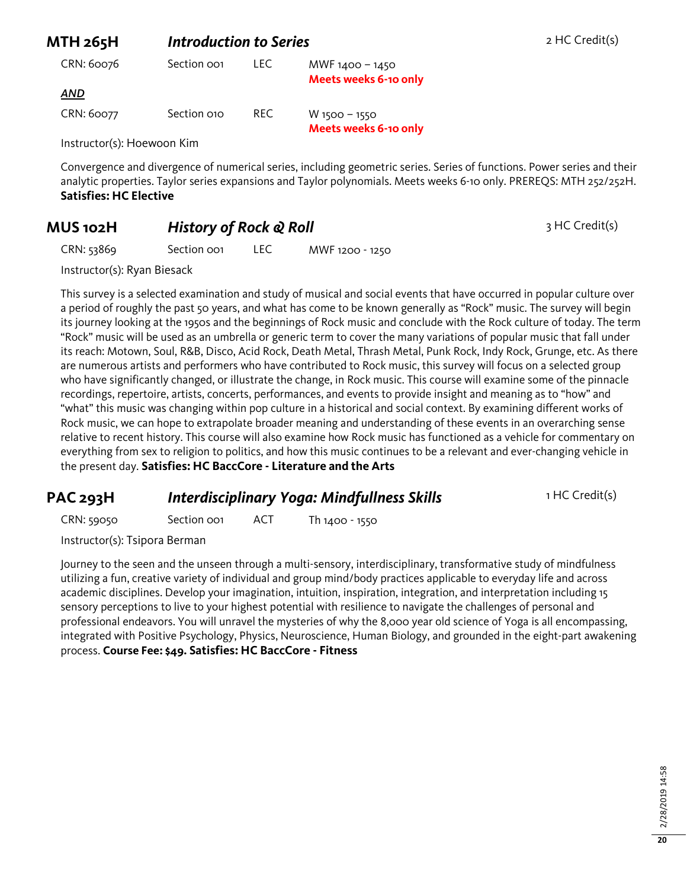## MTH 265H *Introduction to Series* 2 HC Credit(s)

| | | | |
|---|---|---|---|
| CRN: 60076 | Section 001 | LEC | MWF 1400 – 1450 **Meets weeks 6-10 only** |
| ***AND*** | | | |
| CRN: 60077 | Section 010 | REC | W 1500 – 1550 **Meets weeks 6-10 only** |

Instructor(s): Hoewoon Kim

Convergence and divergence of numerical series, including geometric series. Series of functions. Power series and their analytic properties. Taylor series expansions and Taylor polynomials. Meets weeks 6-10 only. PREREQS: MTH 252/252H. **Satisfies: HC Elective**

## MUS 102H *History of Rock & Roll* 3 HC Credit(s)

| | | | |
|---|---|---|---|
| CRN: 53869 | Section 001 | LEC | MWF 1200 - 1250 |

Instructor(s): Ryan Biesack

This survey is a selected examination and study of musical and social events that have occurred in popular culture over a period of roughly the past 50 years, and what has come to be known generally as "Rock" music. The survey will begin its journey looking at the 1950s and the beginnings of Rock music and conclude with the Rock culture of today. The term "Rock" music will be used as an umbrella or generic term to cover the many variations of popular music that fall under its reach: Motown, Soul, R&B, Disco, Acid Rock, Death Metal, Thrash Metal, Punk Rock, Indy Rock, Grunge, etc. As there are numerous artists and performers who have contributed to Rock music, this survey will focus on a selected group who have significantly changed, or illustrate the change, in Rock music. This course will examine some of the pinnacle recordings, repertoire, artists, concerts, performances, and events to provide insight and meaning as to "how" and "what" this music was changing within pop culture in a historical and social context. By examining different works of Rock music, we can hope to extrapolate broader meaning and understanding of these events in an overarching sense relative to recent history. This course will also examine how Rock music has functioned as a vehicle for commentary on everything from sex to religion to politics, and how this music continues to be a relevant and ever-changing vehicle in the present day. **Satisfies: HC BaccCore - Literature and the Arts**

## PAC 293H *Interdisciplinary Yoga: Mindfullness Skills* 1 HC Credit(s)

| | | | |
|---|---|---|---|
| CRN: 59050 | Section 001 | ACT | Th 1400 - 1550 |

Instructor(s): Tsipora Berman

Journey to the seen and the unseen through a multi-sensory, interdisciplinary, transformative study of mindfulness utilizing a fun, creative variety of individual and group mind/body practices applicable to everyday life and across academic disciplines. Develop your imagination, intuition, inspiration, integration, and interpretation including 15 sensory perceptions to live to your highest potential with resilience to navigate the challenges of personal and professional endeavors. You will unravel the mysteries of why the 8,000 year old science of Yoga is all encompassing, integrated with Positive Psychology, Physics, Neuroscience, Human Biology, and grounded in the eight-part awakening process. **Course Fee: $49. Satisfies: HC BaccCore - Fitness**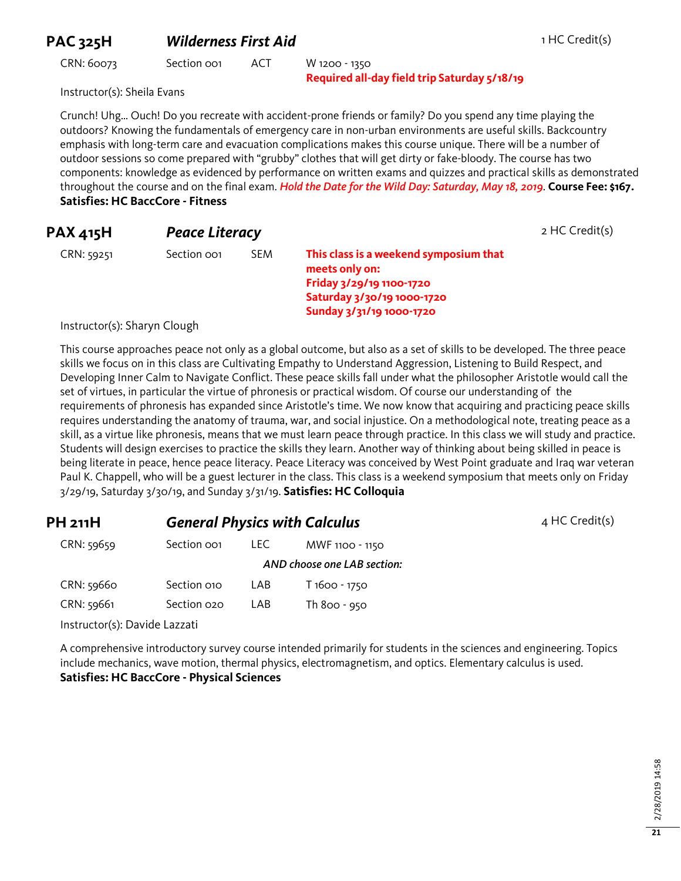## PAC 325H *Wilderness First Aid*

1 HC Credit(s)

| CRN | Section | Type | Time |
|---|---|---|---|
| CRN: 60073 | Section 001 | ACT | W 1200 - 1350 **Required all-day field trip Saturday 5/18/19** |

Instructor(s): Sheila Evans

Crunch! Uhg… Ouch! Do you recreate with accident-prone friends or family? Do you spend any time playing the outdoors? Knowing the fundamentals of emergency care in non-urban environments are useful skills. Backcountry emphasis with long-term care and evacuation complications makes this course unique. There will be a number of outdoor sessions so come prepared with "grubby" clothes that will get dirty or fake-bloody. The course has two components: knowledge as evidenced by performance on written exams and quizzes and practical skills as demonstrated throughout the course and on the final exam. ***Hold the Date for the Wild Day: Saturday, May 18, 2019.*** **Course Fee: $167.** **Satisfies: HC BaccCore - Fitness**

## PAX 415H *Peace Literacy*

2 HC Credit(s)

| CRN | Section | Type | Time |
|---|---|---|---|
| CRN: 59251 | Section 001 | SEM | **This class is a weekend symposium that meets only on: Friday 3/29/19 1100-1720 Saturday 3/30/19 1000-1720 Sunday 3/31/19 1000-1720** |

Instructor(s): Sharyn Clough

This course approaches peace not only as a global outcome, but also as a set of skills to be developed. The three peace skills we focus on in this class are Cultivating Empathy to Understand Aggression, Listening to Build Respect, and Developing Inner Calm to Navigate Conflict. These peace skills fall under what the philosopher Aristotle would call the set of virtues, in particular the virtue of phronesis or practical wisdom. Of course our understanding of the requirements of phronesis has expanded since Aristotle's time. We now know that acquiring and practicing peace skills requires understanding the anatomy of trauma, war, and social injustice. On a methodological note, treating peace as a skill, as a virtue like phronesis, means that we must learn peace through practice. In this class we will study and practice. Students will design exercises to practice the skills they learn. Another way of thinking about being skilled in peace is being literate in peace, hence peace literacy. Peace Literacy was conceived by West Point graduate and Iraq war veteran Paul K. Chappell, who will be a guest lecturer in the class. This class is a weekend symposium that meets only on Friday 3/29/19, Saturday 3/30/19, and Sunday 3/31/19. **Satisfies: HC Colloquia**

## PH 211H *General Physics with Calculus*

4 HC Credit(s)

| CRN | Section | Type | Time |
|---|---|---|---|
| CRN: 59659 | Section 001 | LEC | MWF 1100 - 1150 |
| | | | *AND choose one LAB section:* |
| CRN: 59660 | Section 010 | LAB | T 1600 - 1750 |
| CRN: 59661 | Section 020 | LAB | Th 800 - 950 |

Instructor(s): Davide Lazzati

A comprehensive introductory survey course intended primarily for students in the sciences and engineering. Topics include mechanics, wave motion, thermal physics, electromagnetism, and optics. Elementary calculus is used. **Satisfies: HC BaccCore - Physical Sciences**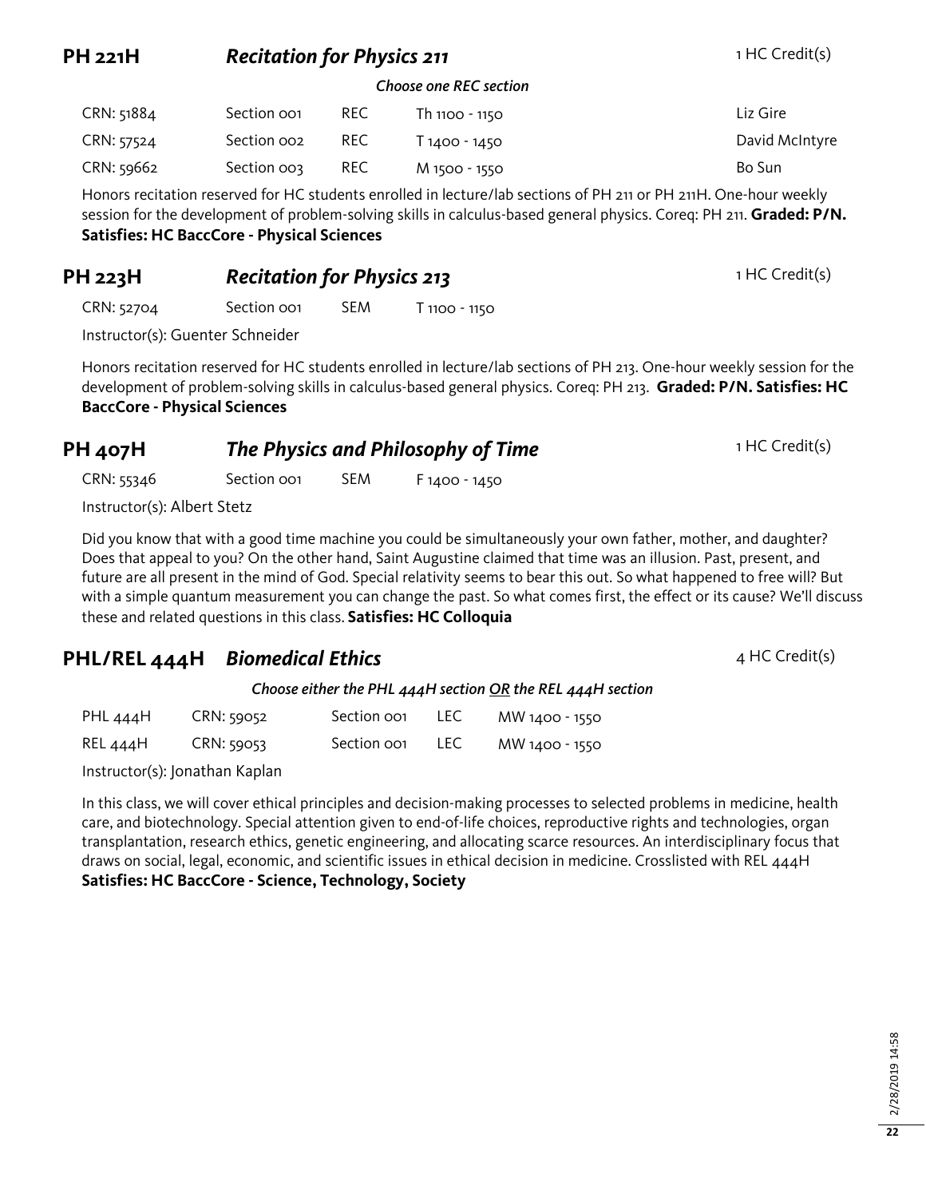## PH 221H *Recitation for Physics 211* — 1 HC Credit(s)

*Choose one REC section*

| CRN | Section | Type | Time | Instructor |
|---|---|---|---|---|
| CRN: 51884 | Section 001 | REC | Th 1100 - 1150 | Liz Gire |
| CRN: 57524 | Section 002 | REC | T 1400 - 1450 | David McIntyre |
| CRN: 59662 | Section 003 | REC | M 1500 - 1550 | Bo Sun |

Honors recitation reserved for HC students enrolled in lecture/lab sections of PH 211 or PH 211H. One-hour weekly session for the development of problem-solving skills in calculus-based general physics. Coreq: PH 211. **Graded: P/N. Satisfies: HC BaccCore - Physical Sciences**

## PH 223H *Recitation for Physics 213* — 1 HC Credit(s)

| CRN | Section | Type | Time |
|---|---|---|---|
| CRN: 52704 | Section 001 | SEM | T 1100 - 1150 |

Instructor(s): Guenter Schneider

Honors recitation reserved for HC students enrolled in lecture/lab sections of PH 213. One-hour weekly session for the development of problem-solving skills in calculus-based general physics. Coreq: PH 213. **Graded: P/N. Satisfies: HC BaccCore - Physical Sciences**

## PH 407H *The Physics and Philosophy of Time* — 1 HC Credit(s)

| CRN | Section | Type | Time |
|---|---|---|---|
| CRN: 55346 | Section 001 | SEM | F 1400 - 1450 |

Instructor(s): Albert Stetz

Did you know that with a good time machine you could be simultaneously your own father, mother, and daughter? Does that appeal to you? On the other hand, Saint Augustine claimed that time was an illusion. Past, present, and future are all present in the mind of God. Special relativity seems to bear this out. So what happened to free will? But with a simple quantum measurement you can change the past. So what comes first, the effect or its cause? We'll discuss these and related questions in this class. **Satisfies: HC Colloquia**

## PHL/REL 444H *Biomedical Ethics* — 4 HC Credit(s)

*Choose either the PHL 444H section OR the REL 444H section*

| Course | CRN | Section | Type | Time |
|---|---|---|---|---|
| PHL 444H | CRN: 59052 | Section 001 | LEC | MW 1400 - 1550 |
| REL 444H | CRN: 59053 | Section 001 | LEC | MW 1400 - 1550 |

Instructor(s): Jonathan Kaplan

In this class, we will cover ethical principles and decision-making processes to selected problems in medicine, health care, and biotechnology. Special attention given to end-of-life choices, reproductive rights and technologies, organ transplantation, research ethics, genetic engineering, and allocating scarce resources. An interdisciplinary focus that draws on social, legal, economic, and scientific issues in ethical decision in medicine. Crosslisted with REL 444H
**Satisfies: HC BaccCore - Science, Technology, Society**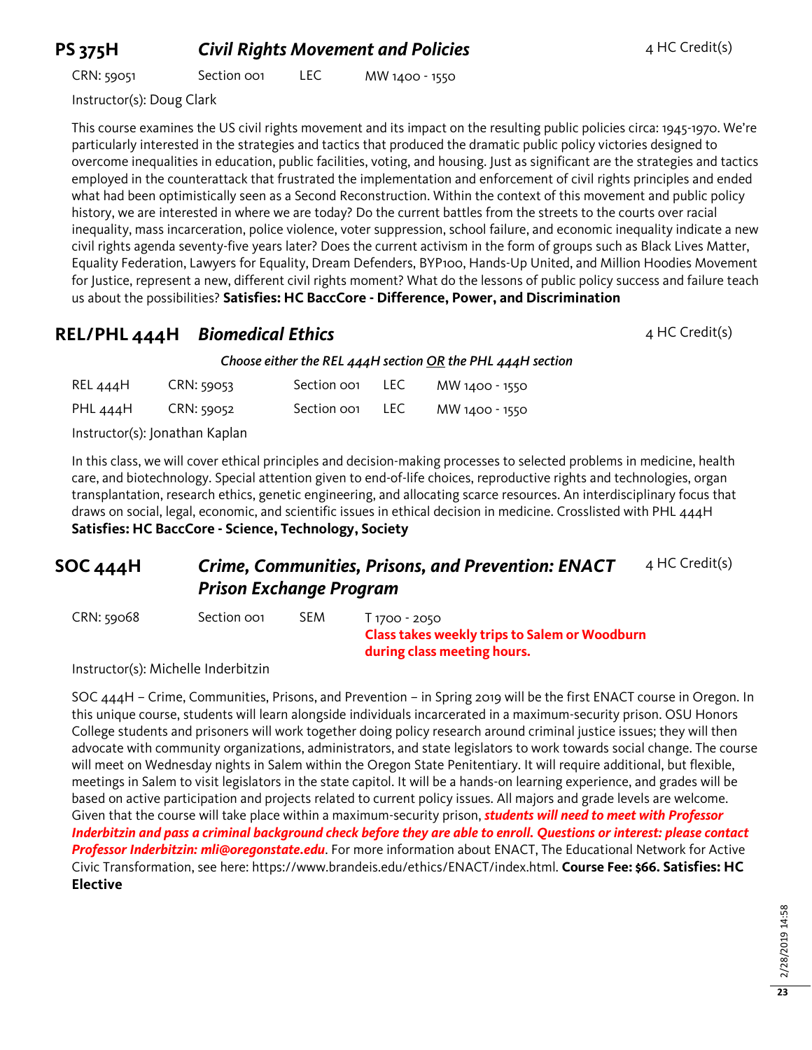## PS 375H *Civil Rights Movement and Policies* 4 HC Credit(s)

CRN: 59051 Section 001 LEC MW 1400 - 1550

Instructor(s): Doug Clark

This course examines the US civil rights movement and its impact on the resulting public policies circa: 1945-1970. We're particularly interested in the strategies and tactics that produced the dramatic public policy victories designed to overcome inequalities in education, public facilities, voting, and housing. Just as significant are the strategies and tactics employed in the counterattack that frustrated the implementation and enforcement of civil rights principles and ended what had been optimistically seen as a Second Reconstruction. Within the context of this movement and public policy history, we are interested in where we are today? Do the current battles from the streets to the courts over racial inequality, mass incarceration, police violence, voter suppression, school failure, and economic inequality indicate a new civil rights agenda seventy-five years later? Does the current activism in the form of groups such as Black Lives Matter, Equality Federation, Lawyers for Equality, Dream Defenders, BYP100, Hands-Up United, and Million Hoodies Movement for Justice, represent a new, different civil rights moment? What do the lessons of public policy success and failure teach us about the possibilities? **Satisfies: HC BaccCore - Difference, Power, and Discrimination**

## REL/PHL 444H *Biomedical Ethics* 4 HC Credit(s)

*Choose either the REL 444H section OR the PHL 444H section*

| | | | | |
|---|---|---|---|---|
| REL 444H | CRN: 59053 | Section 001 | LEC | MW 1400 - 1550 |
| PHL 444H | CRN: 59052 | Section 001 | LEC | MW 1400 - 1550 |

Instructor(s): Jonathan Kaplan

In this class, we will cover ethical principles and decision-making processes to selected problems in medicine, health care, and biotechnology. Special attention given to end-of-life choices, reproductive rights and technologies, organ transplantation, research ethics, genetic engineering, and allocating scarce resources. An interdisciplinary focus that draws on social, legal, economic, and scientific issues in ethical decision in medicine. Crosslisted with PHL 444H
**Satisfies: HC BaccCore - Science, Technology, Society**

## SOC 444H *Crime, Communities, Prisons, and Prevention: ENACT Prison Exchange Program* 4 HC Credit(s)

CRN: 59068 Section 001 SEM T 1700 - 2050
**Class takes weekly trips to Salem or Woodburn during class meeting hours.**

Instructor(s): Michelle Inderbitzin

SOC 444H – Crime, Communities, Prisons, and Prevention – in Spring 2019 will be the first ENACT course in Oregon. In this unique course, students will learn alongside individuals incarcerated in a maximum-security prison. OSU Honors College students and prisoners will work together doing policy research around criminal justice issues; they will then advocate with community organizations, administrators, and state legislators to work towards social change. The course will meet on Wednesday nights in Salem within the Oregon State Penitentiary. It will require additional, but flexible, meetings in Salem to visit legislators in the state capitol. It will be a hands-on learning experience, and grades will be based on active participation and projects related to current policy issues. All majors and grade levels are welcome. Given that the course will take place within a maximum-security prison, ***students will need to meet with Professor Inderbitzin and pass a criminal background check before they are able to enroll. Questions or interest: please contact Professor Inderbitzin: mli@oregonstate.edu***. For more information about ENACT, The Educational Network for Active Civic Transformation, see here: https://www.brandeis.edu/ethics/ENACT/index.html. **Course Fee: $66. Satisfies: HC Elective**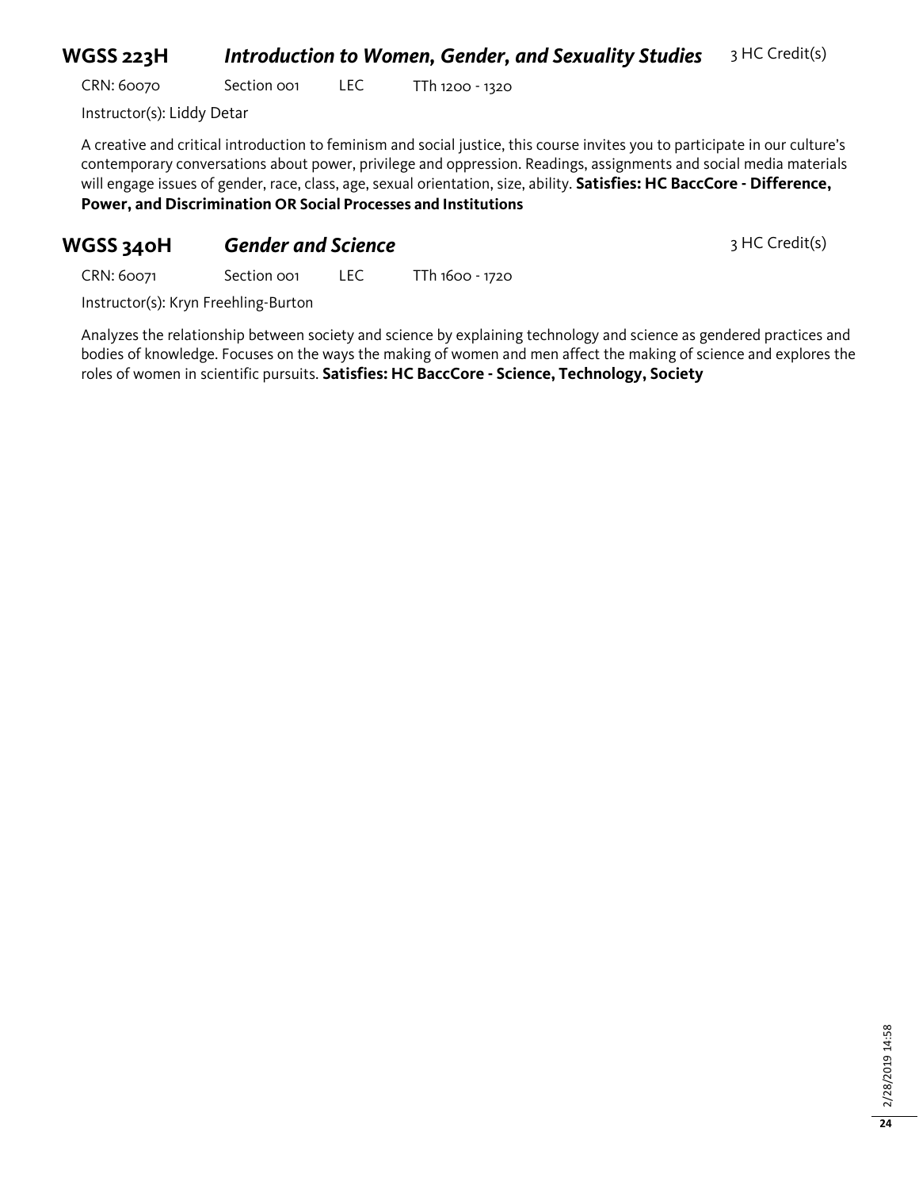## WGSS 223H *Introduction to Women, Gender, and Sexuality Studies* 3 HC Credit(s)

CRN: 60070 Section 001 LEC TTh 1200 - 1320

Instructor(s): Liddy Detar

A creative and critical introduction to feminism and social justice, this course invites you to participate in our culture's contemporary conversations about power, privilege and oppression. Readings, assignments and social media materials will engage issues of gender, race, class, age, sexual orientation, size, ability. **Satisfies: HC BaccCore - Difference, Power, and Discrimination OR Social Processes and Institutions**

## WGSS 340H *Gender and Science* 3 HC Credit(s)

CRN: 60071 Section 001 LEC TTh 1600 - 1720

Instructor(s): Kryn Freehling-Burton

Analyzes the relationship between society and science by explaining technology and science as gendered practices and bodies of knowledge. Focuses on the ways the making of women and men affect the making of science and explores the roles of women in scientific pursuits. **Satisfies: HC BaccCore - Science, Technology, Society**